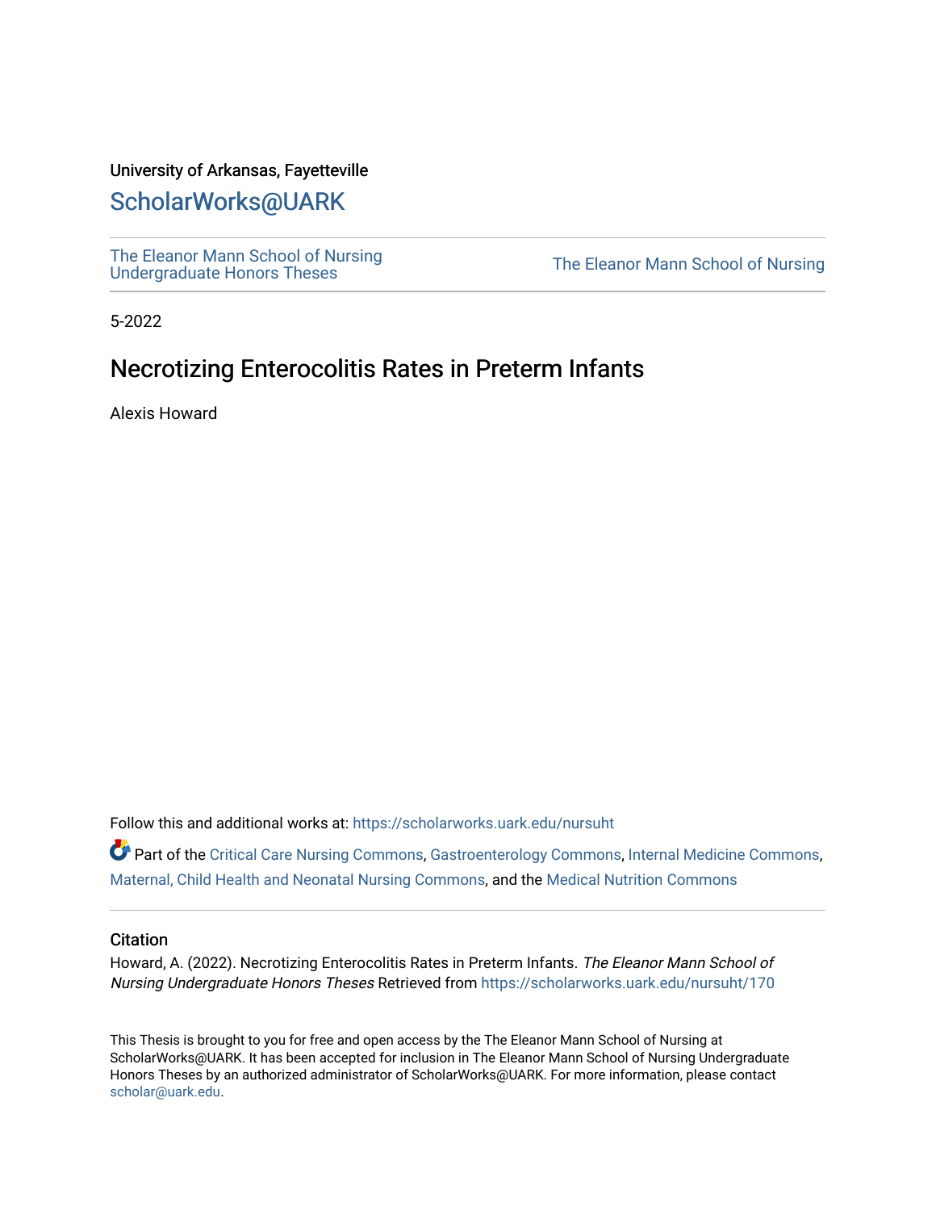University of Arkansas, Fayetteville

# ScholarWorks@UARK

The Eleanor Mann School of Nursing Undergraduate Honors Theses | The Eleanor Mann School of Nursing

5-2022

## Necrotizing Enterocolitis Rates in Preterm Infants

Alexis Howard

Follow this and additional works at: https://scholarworks.uark.edu/nursuht

Part of the Critical Care Nursing Commons, Gastroenterology Commons, Internal Medicine Commons, Maternal, Child Health and Neonatal Nursing Commons, and the Medical Nutrition Commons

### Citation

Howard, A. (2022). Necrotizing Enterocolitis Rates in Preterm Infants. *The Eleanor Mann School of Nursing Undergraduate Honors Theses* Retrieved from https://scholarworks.uark.edu/nursuht/170

This Thesis is brought to you for free and open access by the The Eleanor Mann School of Nursing at ScholarWorks@UARK. It has been accepted for inclusion in The Eleanor Mann School of Nursing Undergraduate Honors Theses by an authorized administrator of ScholarWorks@UARK. For more information, please contact scholar@uark.edu.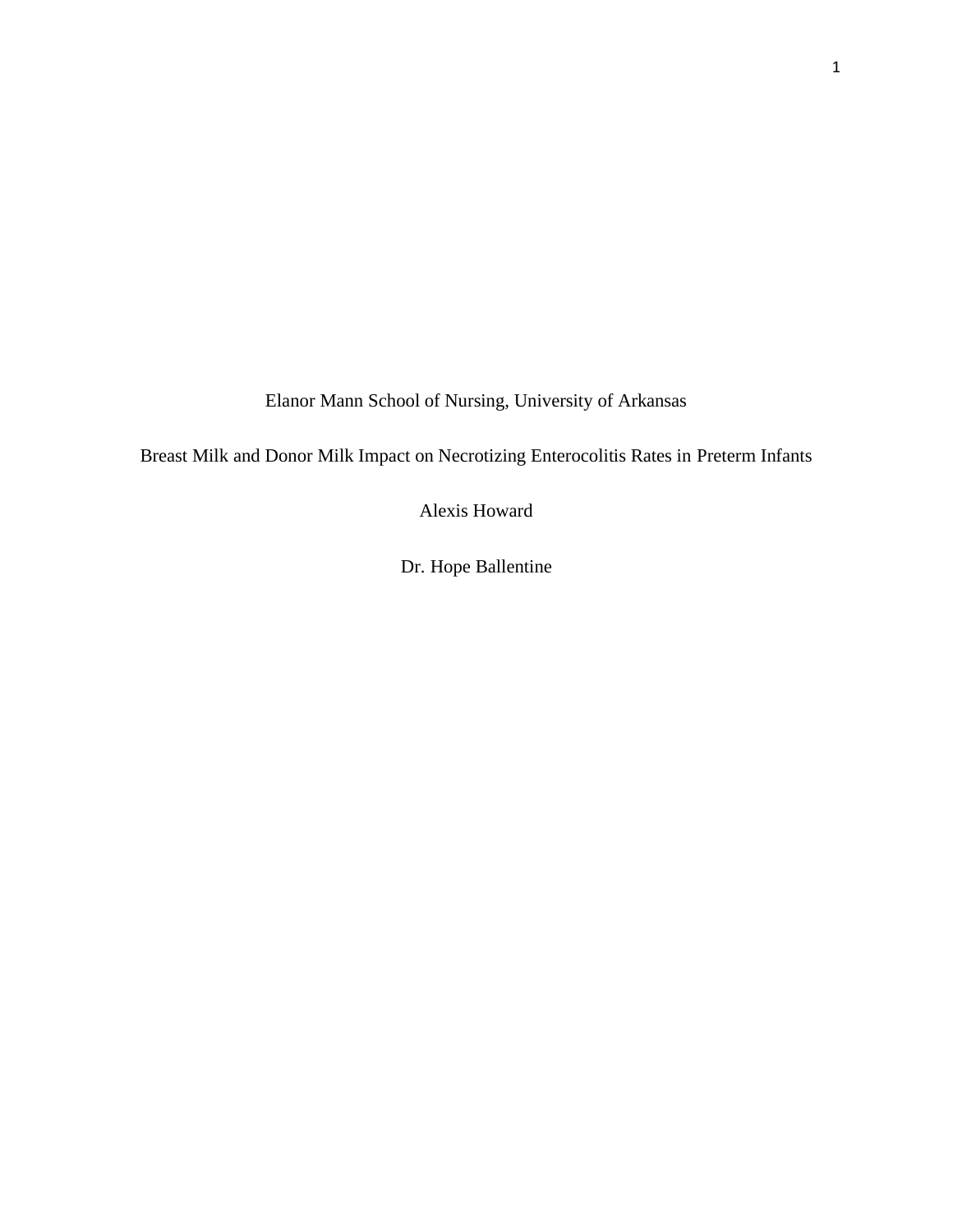Elanor Mann School of Nursing, University of Arkansas

Breast Milk and Donor Milk Impact on Necrotizing Enterocolitis Rates in Preterm Infants

Alexis Howard

Dr. Hope Ballentine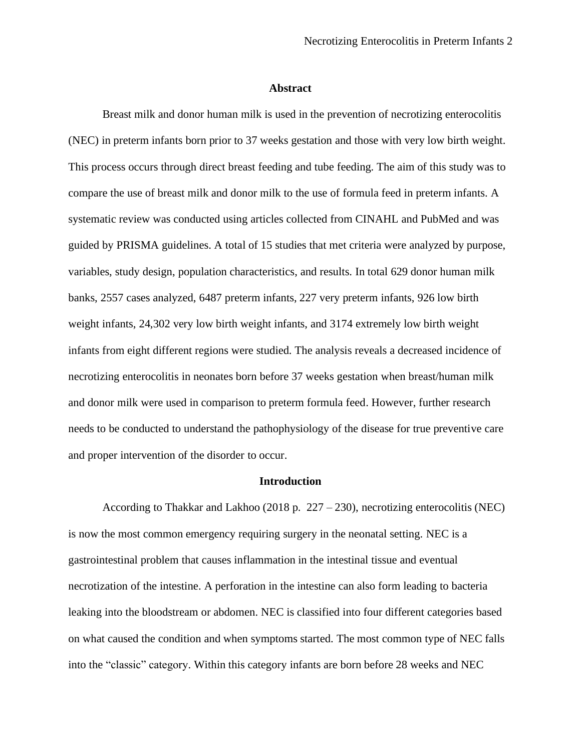## Abstract

Breast milk and donor human milk is used in the prevention of necrotizing enterocolitis (NEC) in preterm infants born prior to 37 weeks gestation and those with very low birth weight. This process occurs through direct breast feeding and tube feeding. The aim of this study was to compare the use of breast milk and donor milk to the use of formula feed in preterm infants. A systematic review was conducted using articles collected from CINAHL and PubMed and was guided by PRISMA guidelines. A total of 15 studies that met criteria were analyzed by purpose, variables, study design, population characteristics, and results. In total 629 donor human milk banks, 2557 cases analyzed, 6487 preterm infants, 227 very preterm infants, 926 low birth weight infants, 24,302 very low birth weight infants, and 3174 extremely low birth weight infants from eight different regions were studied. The analysis reveals a decreased incidence of necrotizing enterocolitis in neonates born before 37 weeks gestation when breast/human milk and donor milk were used in comparison to preterm formula feed. However, further research needs to be conducted to understand the pathophysiology of the disease for true preventive care and proper intervention of the disorder to occur.

## Introduction

According to Thakkar and Lakhoo (2018 p. 227 – 230), necrotizing enterocolitis (NEC) is now the most common emergency requiring surgery in the neonatal setting. NEC is a gastrointestinal problem that causes inflammation in the intestinal tissue and eventual necrotization of the intestine. A perforation in the intestine can also form leading to bacteria leaking into the bloodstream or abdomen. NEC is classified into four different categories based on what caused the condition and when symptoms started. The most common type of NEC falls into the "classic" category. Within this category infants are born before 28 weeks and NEC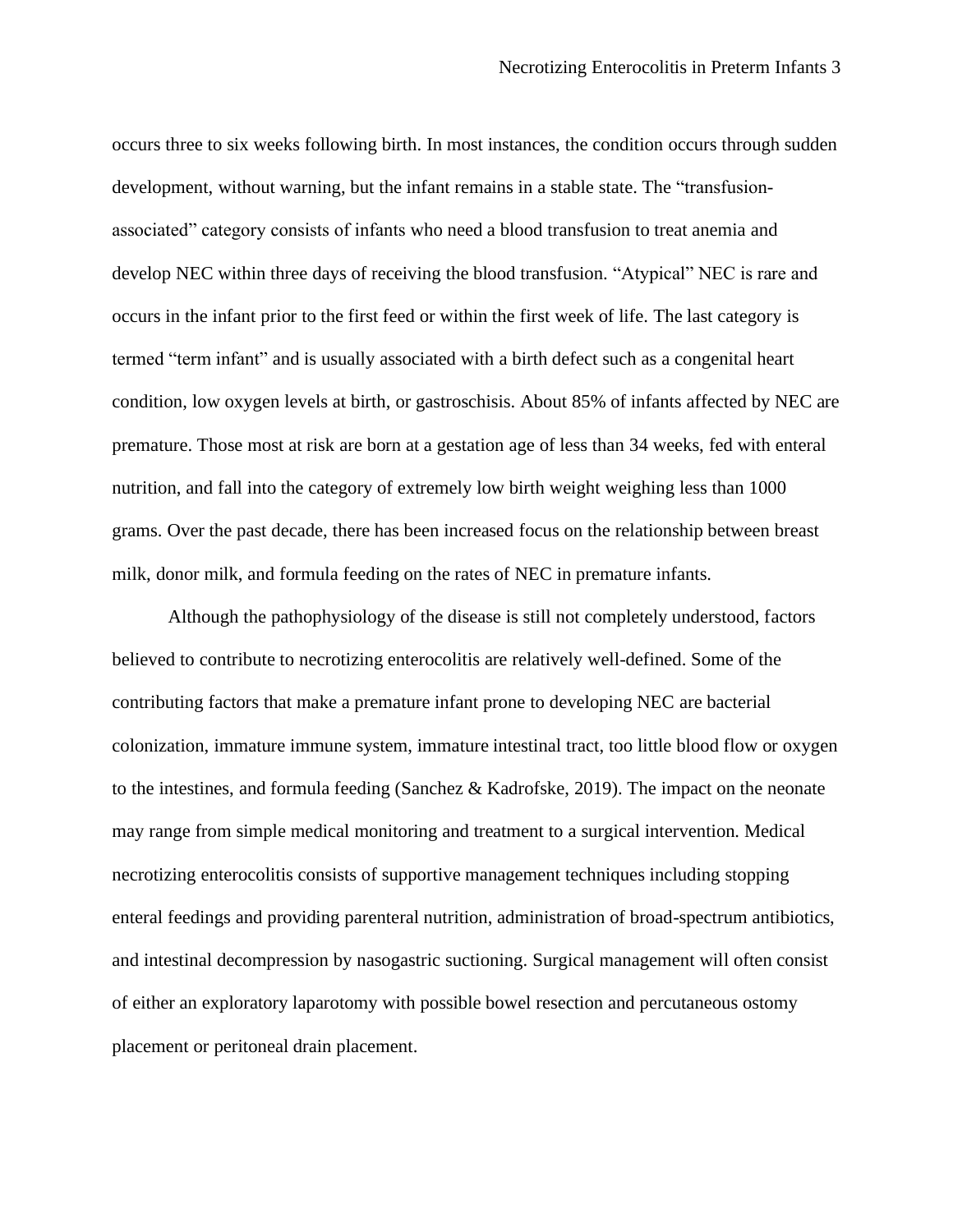occurs three to six weeks following birth. In most instances, the condition occurs through sudden development, without warning, but the infant remains in a stable state. The “transfusion-associated” category consists of infants who need a blood transfusion to treat anemia and develop NEC within three days of receiving the blood transfusion. “Atypical” NEC is rare and occurs in the infant prior to the first feed or within the first week of life. The last category is termed “term infant” and is usually associated with a birth defect such as a congenital heart condition, low oxygen levels at birth, or gastroschisis. About 85% of infants affected by NEC are premature. Those most at risk are born at a gestation age of less than 34 weeks, fed with enteral nutrition, and fall into the category of extremely low birth weight weighing less than 1000 grams. Over the past decade, there has been increased focus on the relationship between breast milk, donor milk, and formula feeding on the rates of NEC in premature infants.

Although the pathophysiology of the disease is still not completely understood, factors believed to contribute to necrotizing enterocolitis are relatively well-defined. Some of the contributing factors that make a premature infant prone to developing NEC are bacterial colonization, immature immune system, immature intestinal tract, too little blood flow or oxygen to the intestines, and formula feeding (Sanchez & Kadrofske, 2019). The impact on the neonate may range from simple medical monitoring and treatment to a surgical intervention. Medical necrotizing enterocolitis consists of supportive management techniques including stopping enteral feedings and providing parenteral nutrition, administration of broad-spectrum antibiotics, and intestinal decompression by nasogastric suctioning. Surgical management will often consist of either an exploratory laparotomy with possible bowel resection and percutaneous ostomy placement or peritoneal drain placement.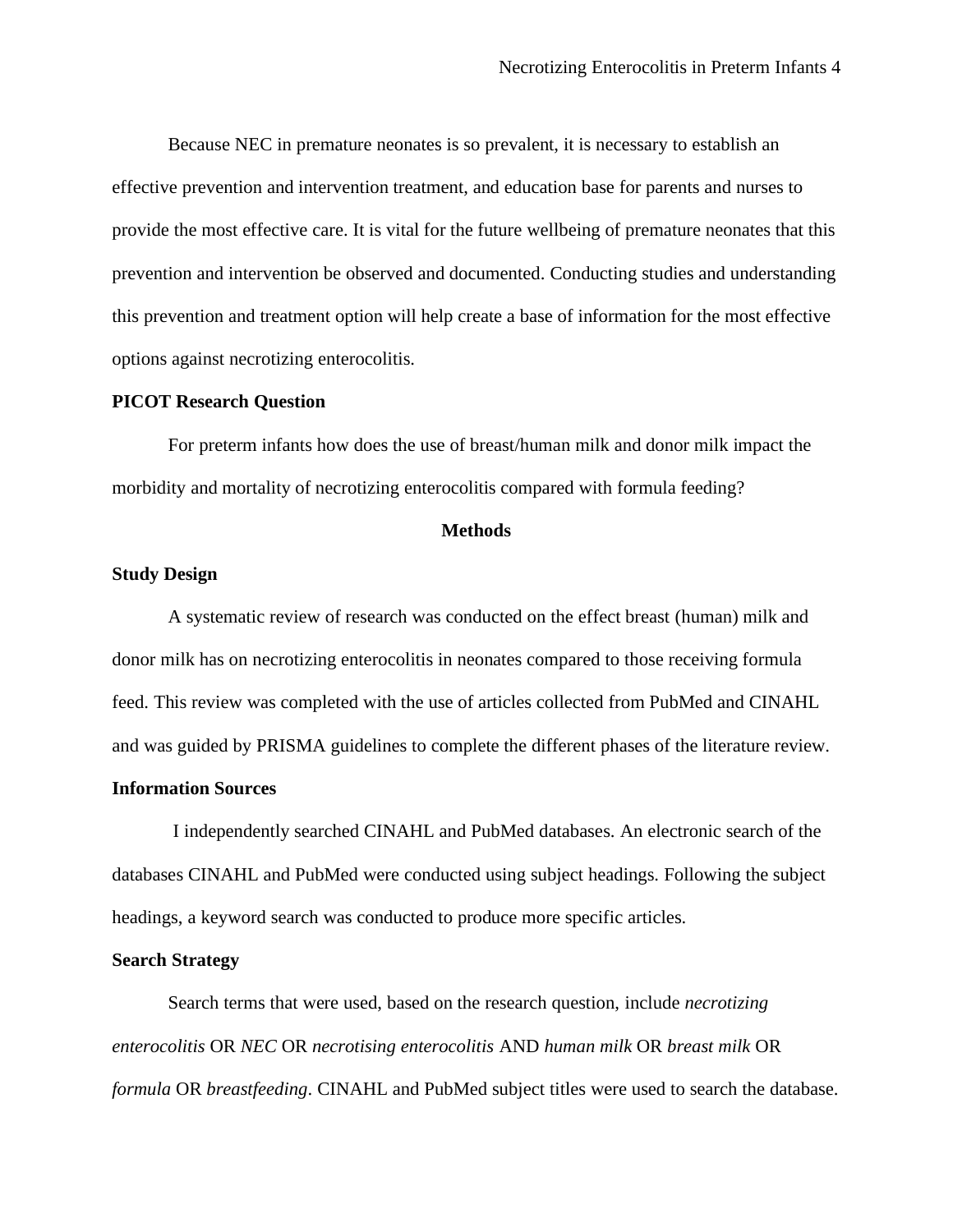Because NEC in premature neonates is so prevalent, it is necessary to establish an effective prevention and intervention treatment, and education base for parents and nurses to provide the most effective care. It is vital for the future wellbeing of premature neonates that this prevention and intervention be observed and documented. Conducting studies and understanding this prevention and treatment option will help create a base of information for the most effective options against necrotizing enterocolitis.

**PICOT Research Question**

For preterm infants how does the use of breast/human milk and donor milk impact the morbidity and mortality of necrotizing enterocolitis compared with formula feeding?

## Methods

**Study Design**

A systematic review of research was conducted on the effect breast (human) milk and donor milk has on necrotizing enterocolitis in neonates compared to those receiving formula feed. This review was completed with the use of articles collected from PubMed and CINAHL and was guided by PRISMA guidelines to complete the different phases of the literature review.

**Information Sources**

I independently searched CINAHL and PubMed databases. An electronic search of the databases CINAHL and PubMed were conducted using subject headings. Following the subject headings, a keyword search was conducted to produce more specific articles.

**Search Strategy**

Search terms that were used, based on the research question, include *necrotizing enterocolitis* OR *NEC* OR *necrotising enterocolitis* AND *human milk* OR *breast milk* OR *formula* OR *breastfeeding*. CINAHL and PubMed subject titles were used to search the database.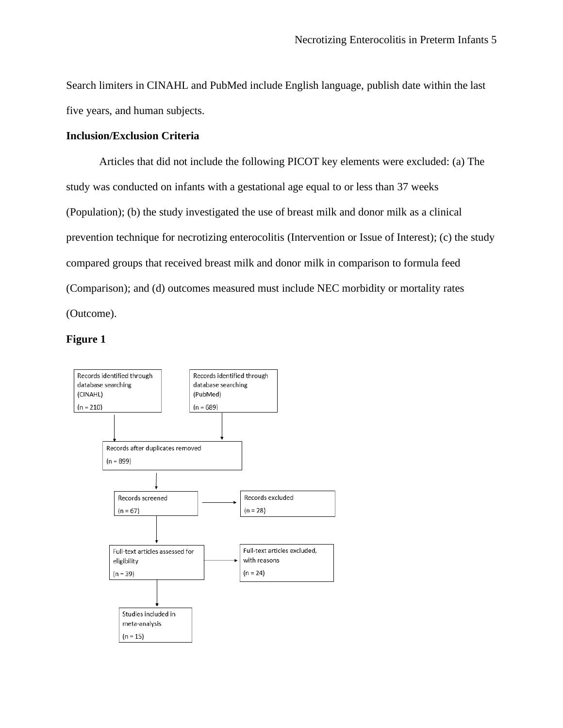Search limiters in CINAHL and PubMed include English language, publish date within the last five years, and human subjects.

**Inclusion/Exclusion Criteria**

Articles that did not include the following PICOT key elements were excluded: (a) The study was conducted on infants with a gestational age equal to or less than 37 weeks (Population); (b) the study investigated the use of breast milk and donor milk as a clinical prevention technique for necrotizing enterocolitis (Intervention or Issue of Interest); (c) the study compared groups that received breast milk and donor milk in comparison to formula feed (Comparison); and (d) outcomes measured must include NEC morbidity or mortality rates (Outcome).

**Figure 1**

Records identified through database searching (CINAHL)
(n = 210)

Records identified through database searching (PubMed)
(n = 689)

Records after duplicates removed
(n = 899)

Records screened
(n = 67)

Records excluded
(n = 28)

Full-text articles assessed for eligibility
(n = 39)

Full-text articles excluded, with reasons
(n = 24)

Studies included in meta-analysis
(n = 15)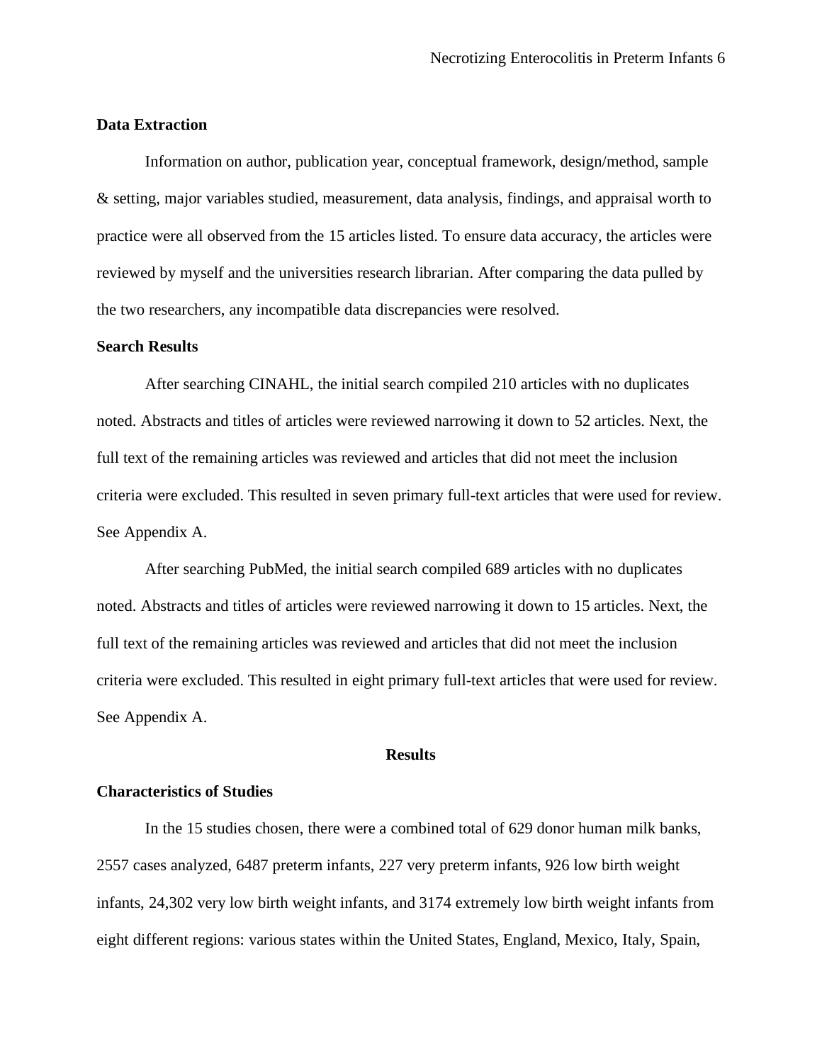### Data Extraction

Information on author, publication year, conceptual framework, design/method, sample & setting, major variables studied, measurement, data analysis, findings, and appraisal worth to practice were all observed from the 15 articles listed. To ensure data accuracy, the articles were reviewed by myself and the universities research librarian. After comparing the data pulled by the two researchers, any incompatible data discrepancies were resolved.

### Search Results

After searching CINAHL, the initial search compiled 210 articles with no duplicates noted. Abstracts and titles of articles were reviewed narrowing it down to 52 articles. Next, the full text of the remaining articles was reviewed and articles that did not meet the inclusion criteria were excluded. This resulted in seven primary full-text articles that were used for review. See Appendix A.

After searching PubMed, the initial search compiled 689 articles with no duplicates noted. Abstracts and titles of articles were reviewed narrowing it down to 15 articles. Next, the full text of the remaining articles was reviewed and articles that did not meet the inclusion criteria were excluded. This resulted in eight primary full-text articles that were used for review. See Appendix A.

## Results

### Characteristics of Studies

In the 15 studies chosen, there were a combined total of 629 donor human milk banks, 2557 cases analyzed, 6487 preterm infants, 227 very preterm infants, 926 low birth weight infants, 24,302 very low birth weight infants, and 3174 extremely low birth weight infants from eight different regions: various states within the United States, England, Mexico, Italy, Spain,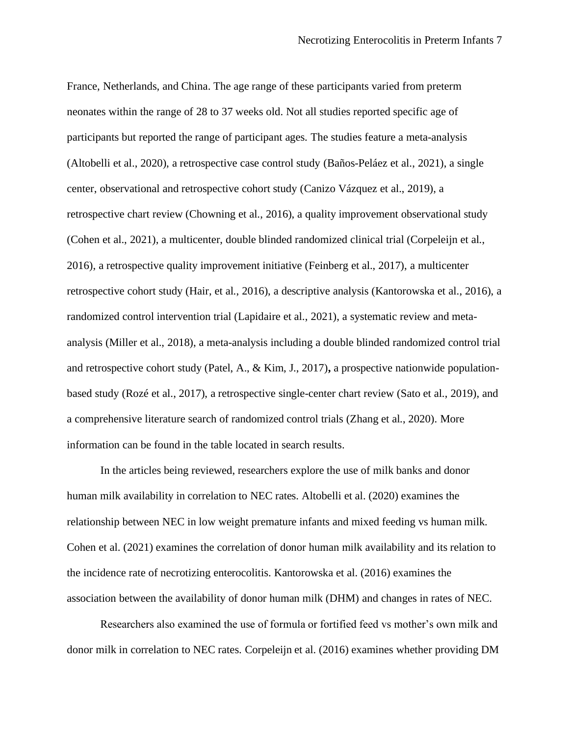France, Netherlands, and China. The age range of these participants varied from preterm neonates within the range of 28 to 37 weeks old. Not all studies reported specific age of participants but reported the range of participant ages. The studies feature a meta-analysis (Altobelli et al., 2020), a retrospective case control study (Baños-Peláez et al., 2021), a single center, observational and retrospective cohort study (Canizo Vázquez et al., 2019), a retrospective chart review (Chowning et al., 2016), a quality improvement observational study (Cohen et al., 2021), a multicenter, double blinded randomized clinical trial (Corpeleijn et al., 2016), a retrospective quality improvement initiative (Feinberg et al., 2017), a multicenter retrospective cohort study (Hair, et al., 2016), a descriptive analysis (Kantorowska et al., 2016), a randomized control intervention trial (Lapidaire et al., 2021), a systematic review and meta-analysis (Miller et al., 2018), a meta-analysis including a double blinded randomized control trial and retrospective cohort study (Patel, A., & Kim, J., 2017)**,** a prospective nationwide population-based study (Rozé et al., 2017), a retrospective single-center chart review (Sato et al., 2019), and a comprehensive literature search of randomized control trials (Zhang et al., 2020). More information can be found in the table located in search results.

In the articles being reviewed, researchers explore the use of milk banks and donor human milk availability in correlation to NEC rates. Altobelli et al. (2020) examines the relationship between NEC in low weight premature infants and mixed feeding vs human milk. Cohen et al. (2021) examines the correlation of donor human milk availability and its relation to the incidence rate of necrotizing enterocolitis. Kantorowska et al. (2016) examines the association between the availability of donor human milk (DHM) and changes in rates of NEC.

Researchers also examined the use of formula or fortified feed vs mother's own milk and donor milk in correlation to NEC rates. Corpeleijn et al. (2016) examines whether providing DM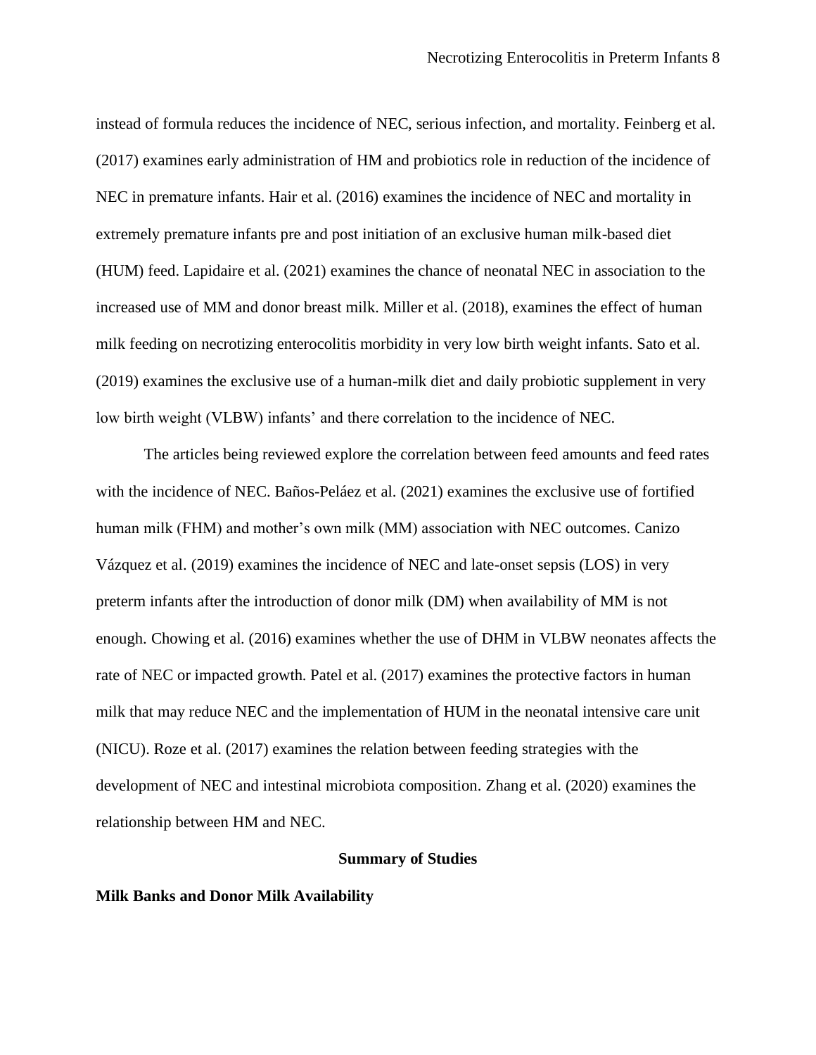instead of formula reduces the incidence of NEC, serious infection, and mortality. Feinberg et al. (2017) examines early administration of HM and probiotics role in reduction of the incidence of NEC in premature infants. Hair et al. (2016) examines the incidence of NEC and mortality in extremely premature infants pre and post initiation of an exclusive human milk-based diet (HUM) feed. Lapidaire et al. (2021) examines the chance of neonatal NEC in association to the increased use of MM and donor breast milk. Miller et al. (2018), examines the effect of human milk feeding on necrotizing enterocolitis morbidity in very low birth weight infants. Sato et al. (2019) examines the exclusive use of a human-milk diet and daily probiotic supplement in very low birth weight (VLBW) infants' and there correlation to the incidence of NEC.

The articles being reviewed explore the correlation between feed amounts and feed rates with the incidence of NEC. Baños-Peláez et al. (2021) examines the exclusive use of fortified human milk (FHM) and mother's own milk (MM) association with NEC outcomes. Canizo Vázquez et al. (2019) examines the incidence of NEC and late-onset sepsis (LOS) in very preterm infants after the introduction of donor milk (DM) when availability of MM is not enough. Chowing et al. (2016) examines whether the use of DHM in VLBW neonates affects the rate of NEC or impacted growth. Patel et al. (2017) examines the protective factors in human milk that may reduce NEC and the implementation of HUM in the neonatal intensive care unit (NICU). Roze et al. (2017) examines the relation between feeding strategies with the development of NEC and intestinal microbiota composition. Zhang et al. (2020) examines the relationship between HM and NEC.

## Summary of Studies

### Milk Banks and Donor Milk Availability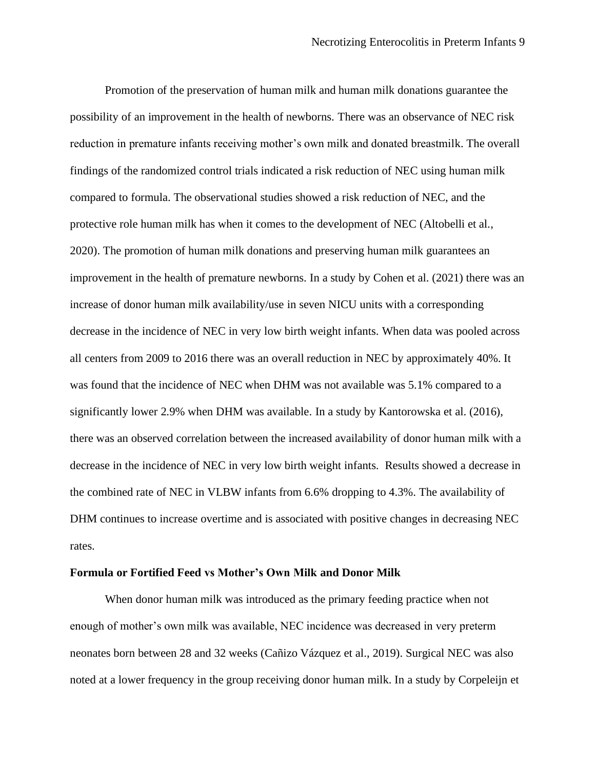Promotion of the preservation of human milk and human milk donations guarantee the possibility of an improvement in the health of newborns. There was an observance of NEC risk reduction in premature infants receiving mother's own milk and donated breastmilk. The overall findings of the randomized control trials indicated a risk reduction of NEC using human milk compared to formula. The observational studies showed a risk reduction of NEC, and the protective role human milk has when it comes to the development of NEC (Altobelli et al., 2020). The promotion of human milk donations and preserving human milk guarantees an improvement in the health of premature newborns. In a study by Cohen et al. (2021) there was an increase of donor human milk availability/use in seven NICU units with a corresponding decrease in the incidence of NEC in very low birth weight infants. When data was pooled across all centers from 2009 to 2016 there was an overall reduction in NEC by approximately 40%. It was found that the incidence of NEC when DHM was not available was 5.1% compared to a significantly lower 2.9% when DHM was available. In a study by Kantorowska et al. (2016), there was an observed correlation between the increased availability of donor human milk with a decrease in the incidence of NEC in very low birth weight infants. Results showed a decrease in the combined rate of NEC in VLBW infants from 6.6% dropping to 4.3%. The availability of DHM continues to increase overtime and is associated with positive changes in decreasing NEC rates.

**Formula or Fortified Feed vs Mother's Own Milk and Donor Milk**

When donor human milk was introduced as the primary feeding practice when not enough of mother's own milk was available, NEC incidence was decreased in very preterm neonates born between 28 and 32 weeks (Cañizo Vázquez et al., 2019). Surgical NEC was also noted at a lower frequency in the group receiving donor human milk. In a study by Corpeleijn et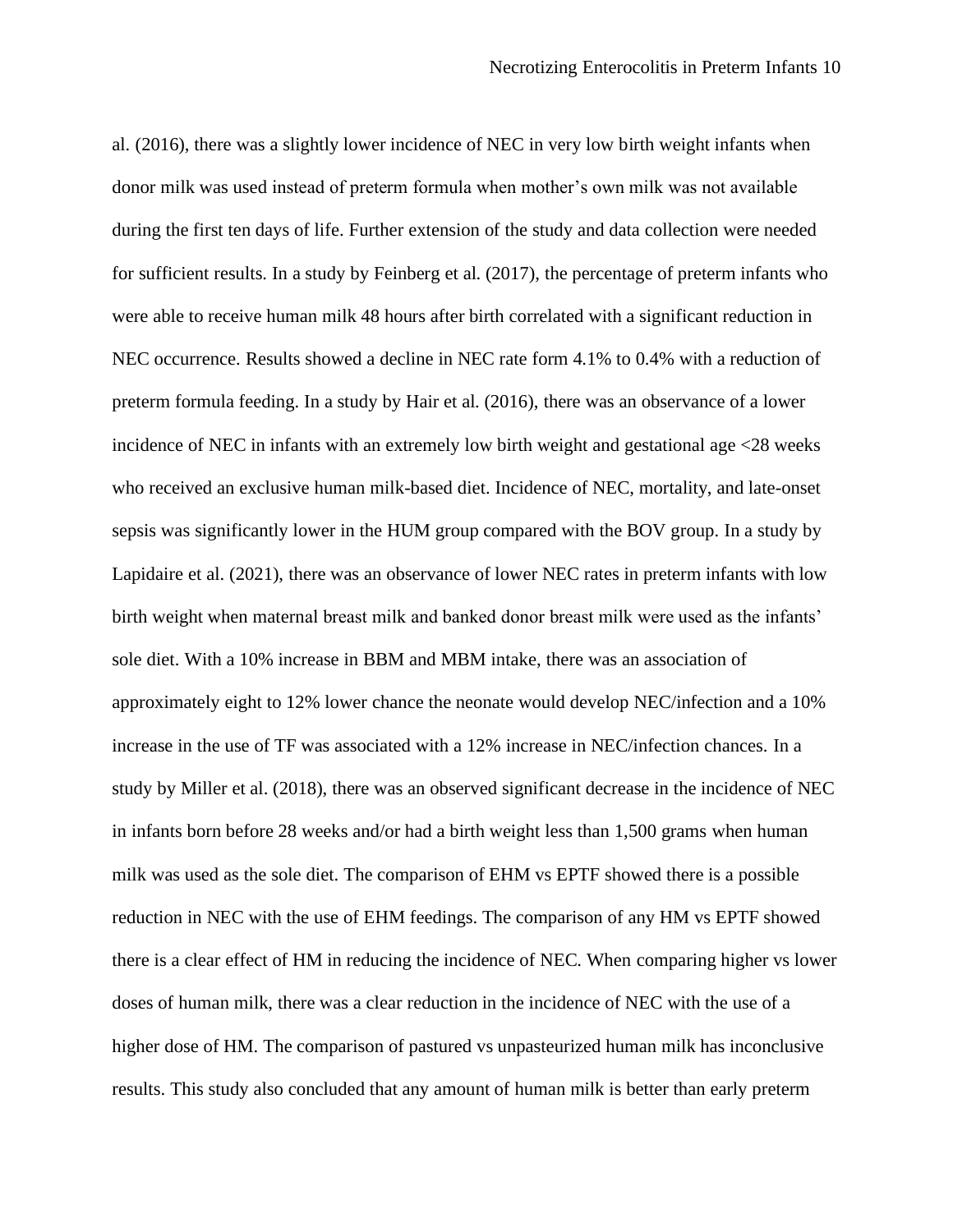al. (2016), there was a slightly lower incidence of NEC in very low birth weight infants when donor milk was used instead of preterm formula when mother's own milk was not available during the first ten days of life. Further extension of the study and data collection were needed for sufficient results. In a study by Feinberg et al. (2017), the percentage of preterm infants who were able to receive human milk 48 hours after birth correlated with a significant reduction in NEC occurrence. Results showed a decline in NEC rate form 4.1% to 0.4% with a reduction of preterm formula feeding. In a study by Hair et al. (2016), there was an observance of a lower incidence of NEC in infants with an extremely low birth weight and gestational age <28 weeks who received an exclusive human milk-based diet. Incidence of NEC, mortality, and late-onset sepsis was significantly lower in the HUM group compared with the BOV group. In a study by Lapidaire et al. (2021), there was an observance of lower NEC rates in preterm infants with low birth weight when maternal breast milk and banked donor breast milk were used as the infants' sole diet. With a 10% increase in BBM and MBM intake, there was an association of approximately eight to 12% lower chance the neonate would develop NEC/infection and a 10% increase in the use of TF was associated with a 12% increase in NEC/infection chances. In a study by Miller et al. (2018), there was an observed significant decrease in the incidence of NEC in infants born before 28 weeks and/or had a birth weight less than 1,500 grams when human milk was used as the sole diet. The comparison of EHM vs EPTF showed there is a possible reduction in NEC with the use of EHM feedings. The comparison of any HM vs EPTF showed there is a clear effect of HM in reducing the incidence of NEC. When comparing higher vs lower doses of human milk, there was a clear reduction in the incidence of NEC with the use of a higher dose of HM. The comparison of pastured vs unpasteurized human milk has inconclusive results. This study also concluded that any amount of human milk is better than early preterm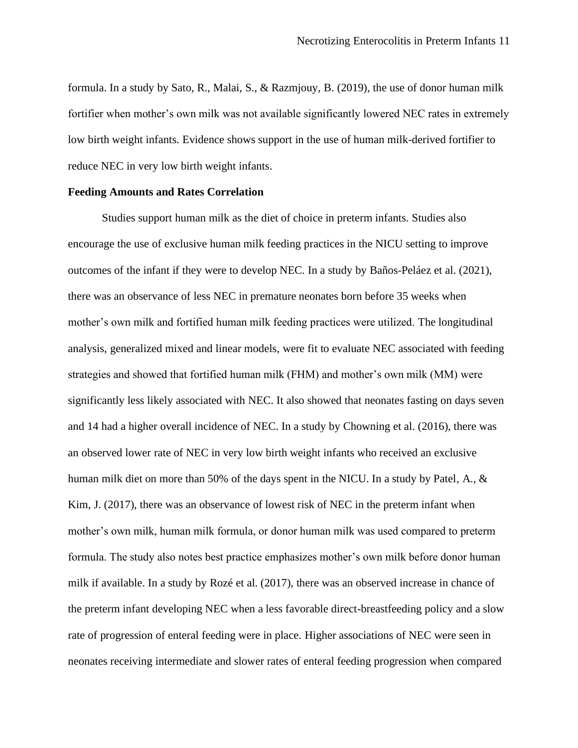formula. In a study by Sato, R., Malai, S., & Razmjouy, B. (2019), the use of donor human milk fortifier when mother's own milk was not available significantly lowered NEC rates in extremely low birth weight infants. Evidence shows support in the use of human milk-derived fortifier to reduce NEC in very low birth weight infants.

**Feeding Amounts and Rates Correlation**

Studies support human milk as the diet of choice in preterm infants. Studies also encourage the use of exclusive human milk feeding practices in the NICU setting to improve outcomes of the infant if they were to develop NEC. In a study by Baños-Peláez et al. (2021), there was an observance of less NEC in premature neonates born before 35 weeks when mother's own milk and fortified human milk feeding practices were utilized. The longitudinal analysis, generalized mixed and linear models, were fit to evaluate NEC associated with feeding strategies and showed that fortified human milk (FHM) and mother's own milk (MM) were significantly less likely associated with NEC. It also showed that neonates fasting on days seven and 14 had a higher overall incidence of NEC. In a study by Chowning et al. (2016), there was an observed lower rate of NEC in very low birth weight infants who received an exclusive human milk diet on more than 50% of the days spent in the NICU. In a study by Patel, A., & Kim, J. (2017), there was an observance of lowest risk of NEC in the preterm infant when mother's own milk, human milk formula, or donor human milk was used compared to preterm formula. The study also notes best practice emphasizes mother's own milk before donor human milk if available. In a study by Rozé et al. (2017), there was an observed increase in chance of the preterm infant developing NEC when a less favorable direct-breastfeeding policy and a slow rate of progression of enteral feeding were in place. Higher associations of NEC were seen in neonates receiving intermediate and slower rates of enteral feeding progression when compared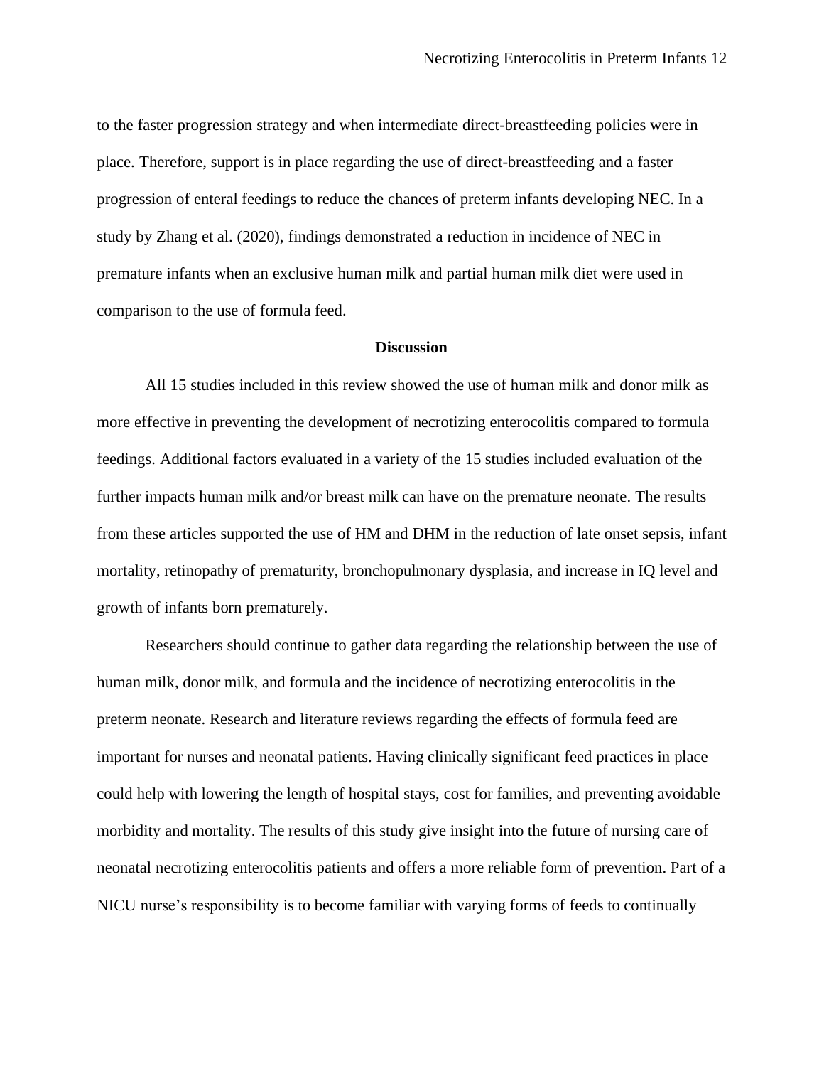to the faster progression strategy and when intermediate direct-breastfeeding policies were in place. Therefore, support is in place regarding the use of direct-breastfeeding and a faster progression of enteral feedings to reduce the chances of preterm infants developing NEC. In a study by Zhang et al. (2020), findings demonstrated a reduction in incidence of NEC in premature infants when an exclusive human milk and partial human milk diet were used in comparison to the use of formula feed.

## Discussion

All 15 studies included in this review showed the use of human milk and donor milk as more effective in preventing the development of necrotizing enterocolitis compared to formula feedings. Additional factors evaluated in a variety of the 15 studies included evaluation of the further impacts human milk and/or breast milk can have on the premature neonate. The results from these articles supported the use of HM and DHM in the reduction of late onset sepsis, infant mortality, retinopathy of prematurity, bronchopulmonary dysplasia, and increase in IQ level and growth of infants born prematurely.

Researchers should continue to gather data regarding the relationship between the use of human milk, donor milk, and formula and the incidence of necrotizing enterocolitis in the preterm neonate. Research and literature reviews regarding the effects of formula feed are important for nurses and neonatal patients. Having clinically significant feed practices in place could help with lowering the length of hospital stays, cost for families, and preventing avoidable morbidity and mortality. The results of this study give insight into the future of nursing care of neonatal necrotizing enterocolitis patients and offers a more reliable form of prevention. Part of a NICU nurse's responsibility is to become familiar with varying forms of feeds to continually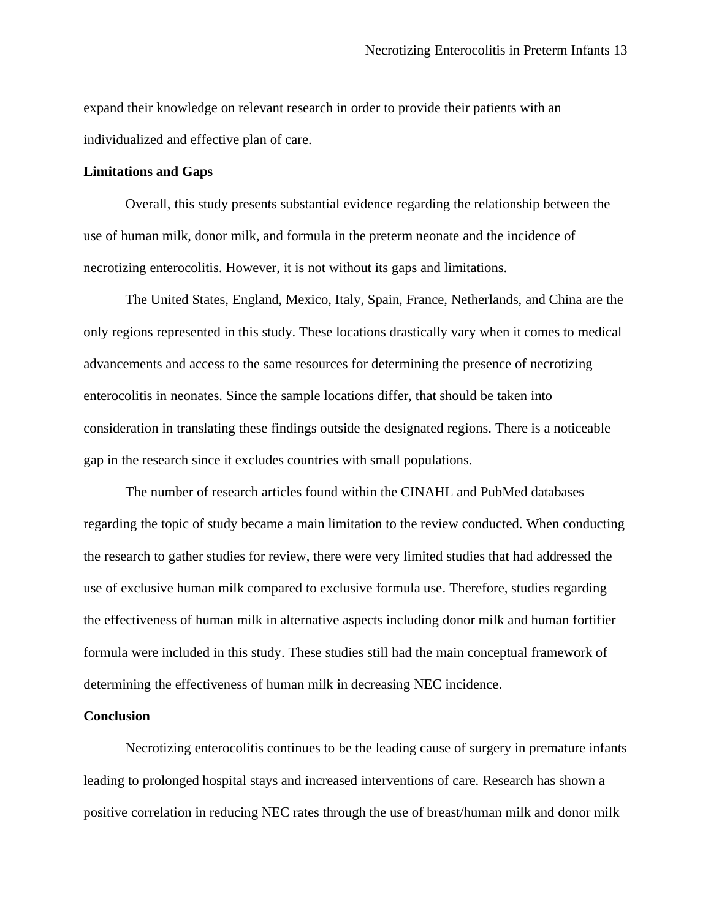expand their knowledge on relevant research in order to provide their patients with an individualized and effective plan of care.

**Limitations and Gaps**

Overall, this study presents substantial evidence regarding the relationship between the use of human milk, donor milk, and formula in the preterm neonate and the incidence of necrotizing enterocolitis. However, it is not without its gaps and limitations.

The United States, England, Mexico, Italy, Spain, France, Netherlands, and China are the only regions represented in this study. These locations drastically vary when it comes to medical advancements and access to the same resources for determining the presence of necrotizing enterocolitis in neonates. Since the sample locations differ, that should be taken into consideration in translating these findings outside the designated regions. There is a noticeable gap in the research since it excludes countries with small populations.

The number of research articles found within the CINAHL and PubMed databases regarding the topic of study became a main limitation to the review conducted. When conducting the research to gather studies for review, there were very limited studies that had addressed the use of exclusive human milk compared to exclusive formula use. Therefore, studies regarding the effectiveness of human milk in alternative aspects including donor milk and human fortifier formula were included in this study. These studies still had the main conceptual framework of determining the effectiveness of human milk in decreasing NEC incidence.

**Conclusion**

Necrotizing enterocolitis continues to be the leading cause of surgery in premature infants leading to prolonged hospital stays and increased interventions of care. Research has shown a positive correlation in reducing NEC rates through the use of breast/human milk and donor milk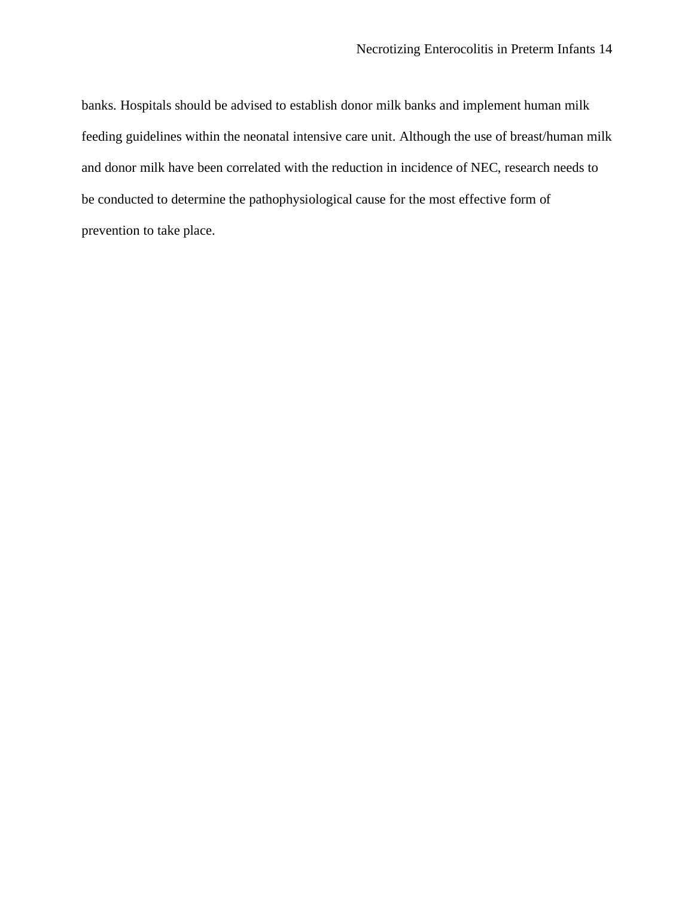banks. Hospitals should be advised to establish donor milk banks and implement human milk feeding guidelines within the neonatal intensive care unit. Although the use of breast/human milk and donor milk have been correlated with the reduction in incidence of NEC, research needs to be conducted to determine the pathophysiological cause for the most effective form of prevention to take place.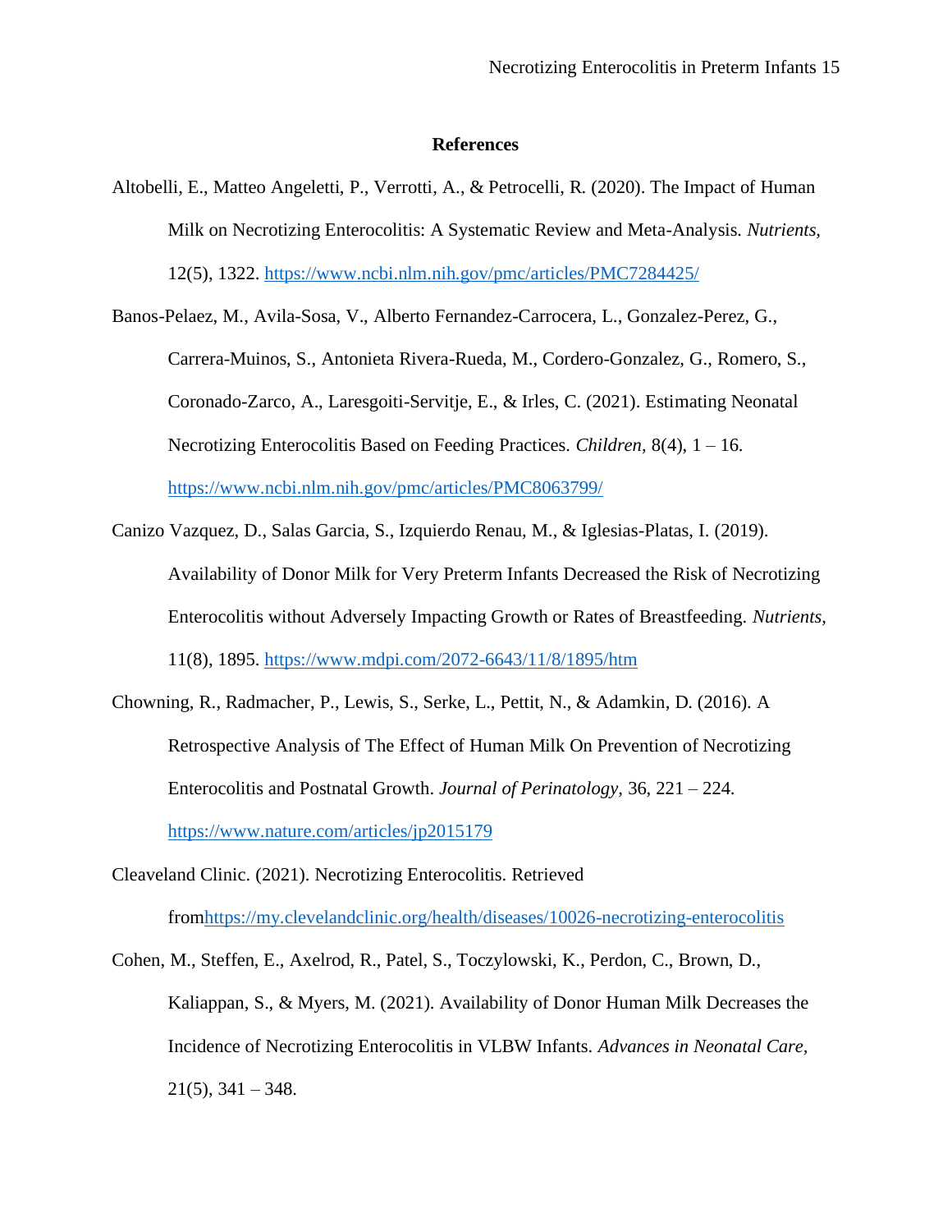## References

Altobelli, E., Matteo Angeletti, P., Verrotti, A., & Petrocelli, R. (2020). The Impact of Human Milk on Necrotizing Enterocolitis: A Systematic Review and Meta-Analysis. *Nutrients,* 12(5), 1322. https://www.ncbi.nlm.nih.gov/pmc/articles/PMC7284425/

Banos-Pelaez, M., Avila-Sosa, V., Alberto Fernandez-Carrocera, L., Gonzalez-Perez, G., Carrera-Muinos, S., Antonieta Rivera-Rueda, M., Cordero-Gonzalez, G., Romero, S., Coronado-Zarco, A., Laresgoiti-Servitje, E., & Irles, C. (2021). Estimating Neonatal Necrotizing Enterocolitis Based on Feeding Practices. *Children,* 8(4), 1 – 16. https://www.ncbi.nlm.nih.gov/pmc/articles/PMC8063799/

Canizo Vazquez, D., Salas Garcia, S., Izquierdo Renau, M., & Iglesias-Platas, I. (2019). Availability of Donor Milk for Very Preterm Infants Decreased the Risk of Necrotizing Enterocolitis without Adversely Impacting Growth or Rates of Breastfeeding. *Nutrients,* 11(8), 1895. https://www.mdpi.com/2072-6643/11/8/1895/htm

Chowning, R., Radmacher, P., Lewis, S., Serke, L., Pettit, N., & Adamkin, D. (2016). A Retrospective Analysis of The Effect of Human Milk On Prevention of Necrotizing Enterocolitis and Postnatal Growth. *Journal of Perinatology,* 36, 221 – 224. https://www.nature.com/articles/jp2015179

Cleaveland Clinic. (2021). Necrotizing Enterocolitis. Retrieved fromhttps://my.clevelandclinic.org/health/diseases/10026-necrotizing-enterocolitis

Cohen, M., Steffen, E., Axelrod, R., Patel, S., Toczylowski, K., Perdon, C., Brown, D., Kaliappan, S., & Myers, M. (2021). Availability of Donor Human Milk Decreases the Incidence of Necrotizing Enterocolitis in VLBW Infants. *Advances in Neonatal Care,* 21(5), 341 – 348.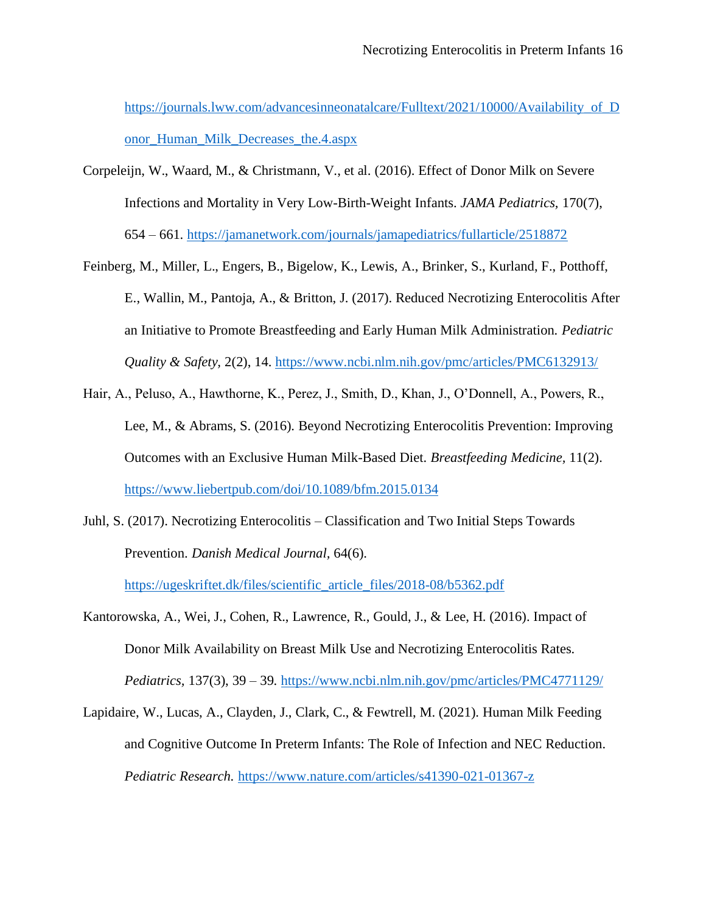https://journals.lww.com/advancesinneonatalcare/Fulltext/2021/10000/Availability_of_Donor_Human_Milk_Decreases_the.4.aspx

Corpeleijn, W., Waard, M., & Christmann, V., et al. (2016). Effect of Donor Milk on Severe Infections and Mortality in Very Low-Birth-Weight Infants. *JAMA Pediatrics,* 170(7), 654 – 661. https://jamanetwork.com/journals/jamapediatrics/fullarticle/2518872

Feinberg, M., Miller, L., Engers, B., Bigelow, K., Lewis, A., Brinker, S., Kurland, F., Potthoff, E., Wallin, M., Pantoja, A., & Britton, J. (2017). Reduced Necrotizing Enterocolitis After an Initiative to Promote Breastfeeding and Early Human Milk Administration. *Pediatric Quality & Safety,* 2(2), 14. https://www.ncbi.nlm.nih.gov/pmc/articles/PMC6132913/

Hair, A., Peluso, A., Hawthorne, K., Perez, J., Smith, D., Khan, J., O'Donnell, A., Powers, R., Lee, M., & Abrams, S. (2016). Beyond Necrotizing Enterocolitis Prevention: Improving Outcomes with an Exclusive Human Milk-Based Diet. *Breastfeeding Medicine,* 11(2). https://www.liebertpub.com/doi/10.1089/bfm.2015.0134

Juhl, S. (2017). Necrotizing Enterocolitis – Classification and Two Initial Steps Towards Prevention. *Danish Medical Journal,* 64(6). https://ugeskriftet.dk/files/scientific_article_files/2018-08/b5362.pdf

Kantorowska, A., Wei, J., Cohen, R., Lawrence, R., Gould, J., & Lee, H. (2016). Impact of Donor Milk Availability on Breast Milk Use and Necrotizing Enterocolitis Rates. *Pediatrics,* 137(3), 39 – 39. https://www.ncbi.nlm.nih.gov/pmc/articles/PMC4771129/

Lapidaire, W., Lucas, A., Clayden, J., Clark, C., & Fewtrell, M. (2021). Human Milk Feeding and Cognitive Outcome In Preterm Infants: The Role of Infection and NEC Reduction. *Pediatric Research.* https://www.nature.com/articles/s41390-021-01367-z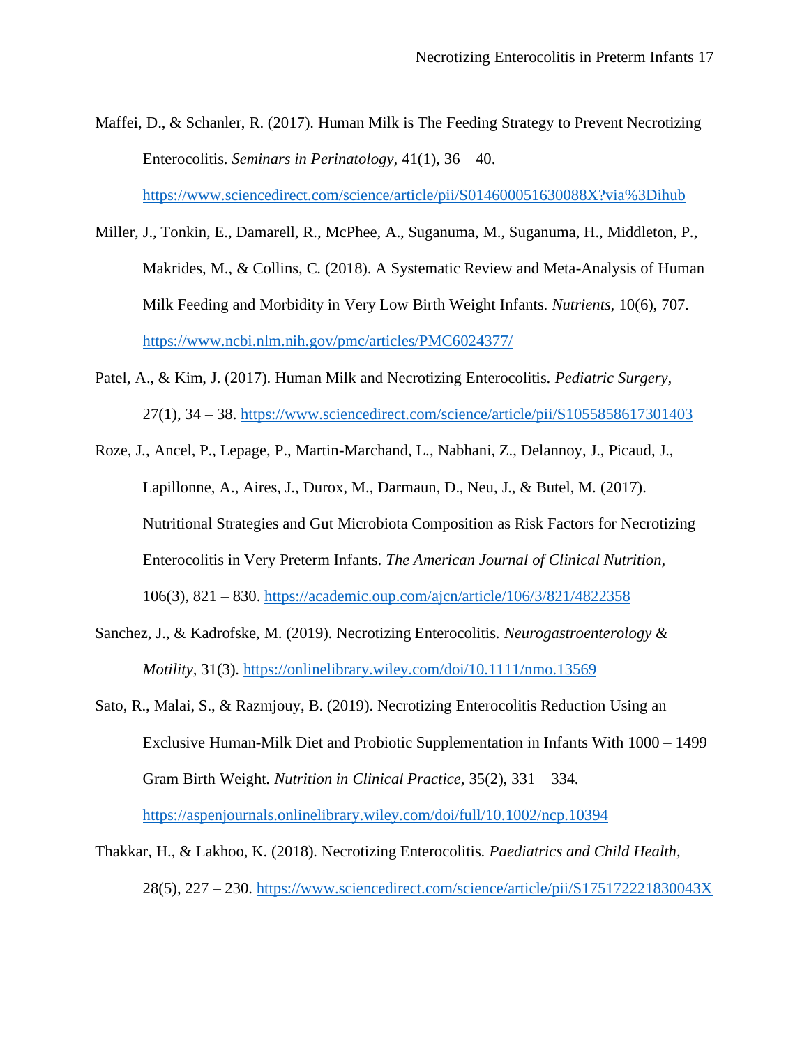Maffei, D., & Schanler, R. (2017). Human Milk is The Feeding Strategy to Prevent Necrotizing Enterocolitis. *Seminars in Perinatology,* 41(1), 36 – 40. https://www.sciencedirect.com/science/article/pii/S014600051630088X?via%3Dihub

Miller, J., Tonkin, E., Damarell, R., McPhee, A., Suganuma, M., Suganuma, H., Middleton, P., Makrides, M., & Collins, C. (2018). A Systematic Review and Meta-Analysis of Human Milk Feeding and Morbidity in Very Low Birth Weight Infants. *Nutrients,* 10(6), 707. https://www.ncbi.nlm.nih.gov/pmc/articles/PMC6024377/

Patel, A., & Kim, J. (2017). Human Milk and Necrotizing Enterocolitis. *Pediatric Surgery,* 27(1), 34 – 38. https://www.sciencedirect.com/science/article/pii/S1055858617301403

Roze, J., Ancel, P., Lepage, P., Martin-Marchand, L., Nabhani, Z., Delannoy, J., Picaud, J., Lapillonne, A., Aires, J., Durox, M., Darmaun, D., Neu, J., & Butel, M. (2017). Nutritional Strategies and Gut Microbiota Composition as Risk Factors for Necrotizing Enterocolitis in Very Preterm Infants. *The American Journal of Clinical Nutrition,* 106(3), 821 – 830. https://academic.oup.com/ajcn/article/106/3/821/4822358

Sanchez, J., & Kadrofske, M. (2019). Necrotizing Enterocolitis. *Neurogastroenterology & Motility,* 31(3). https://onlinelibrary.wiley.com/doi/10.1111/nmo.13569

Sato, R., Malai, S., & Razmjouy, B. (2019). Necrotizing Enterocolitis Reduction Using an Exclusive Human-Milk Diet and Probiotic Supplementation in Infants With 1000 – 1499 Gram Birth Weight. *Nutrition in Clinical Practice,* 35(2), 331 – 334. https://aspenjournals.onlinelibrary.wiley.com/doi/full/10.1002/ncp.10394

Thakkar, H., & Lakhoo, K. (2018). Necrotizing Enterocolitis. *Paediatrics and Child Health,* 28(5), 227 – 230. https://www.sciencedirect.com/science/article/pii/S175172221830043X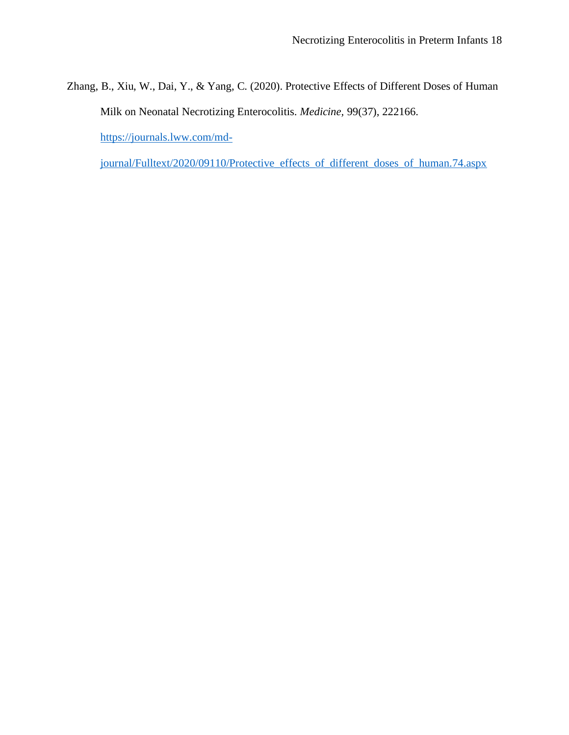Zhang, B., Xiu, W., Dai, Y., & Yang, C. (2020). Protective Effects of Different Doses of Human Milk on Neonatal Necrotizing Enterocolitis. *Medicine*, 99(37), 222166. https://journals.lww.com/md-journal/Fulltext/2020/09110/Protective_effects_of_different_doses_of_human.74.aspx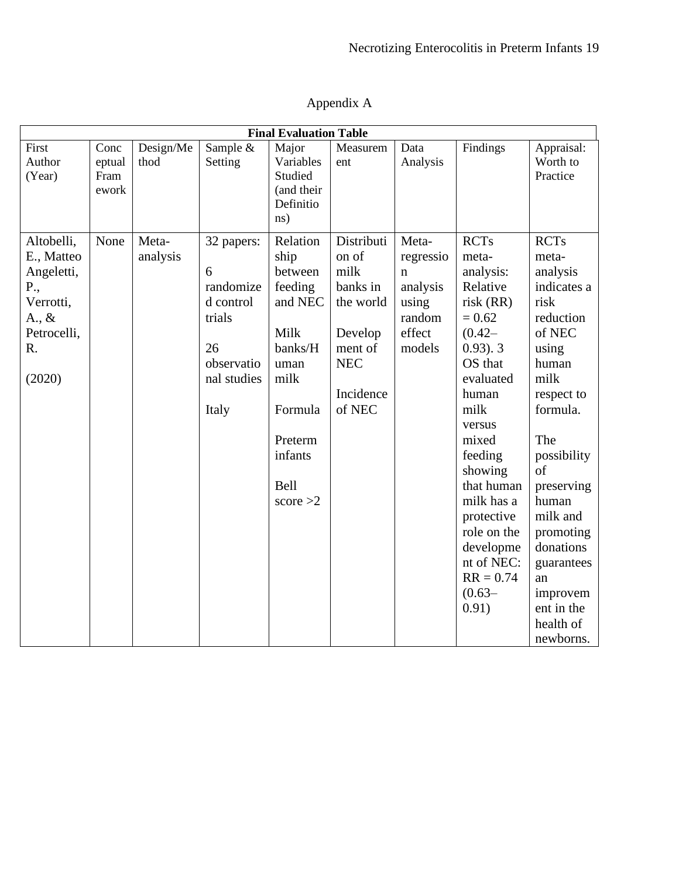# Appendix A

| Final Evaluation Table | | | | | | | | |
|---|---|---|---|---|---|---|---|---|
| First Author (Year) | Conceptual Framework | Design/Method | Sample & Setting | Major Variables Studied (and their Definitions) | Measurement | Data Analysis | Findings | Appraisal: Worth to Practice |
| Altobelli, E., Matteo Angeletti, P., Verrotti, A., & Petrocelli, R. (2020) | None | Meta-analysis | 32 papers: 6 randomized control trials 26 observational studies Italy | Relationship between feeding and NEC Milk banks/Human milk Formula Preterm infants Bell score >2 | Distribution of milk banks in the world Development of NEC Incidence of NEC | Meta-regression analysis using random effect models | RCTs meta-analysis: Relative risk (RR) = 0.62 (0.42–0.93). 3 OS that evaluated human milk versus mixed feeding showing that human milk has a protective role on the development of NEC: RR = 0.74 (0.63–0.91) | RCTs meta-analysis indicates a risk reduction of NEC using human milk respect to formula. The possibility of preserving human milk and promoting donations guarantees an improvement in the health of newborns. |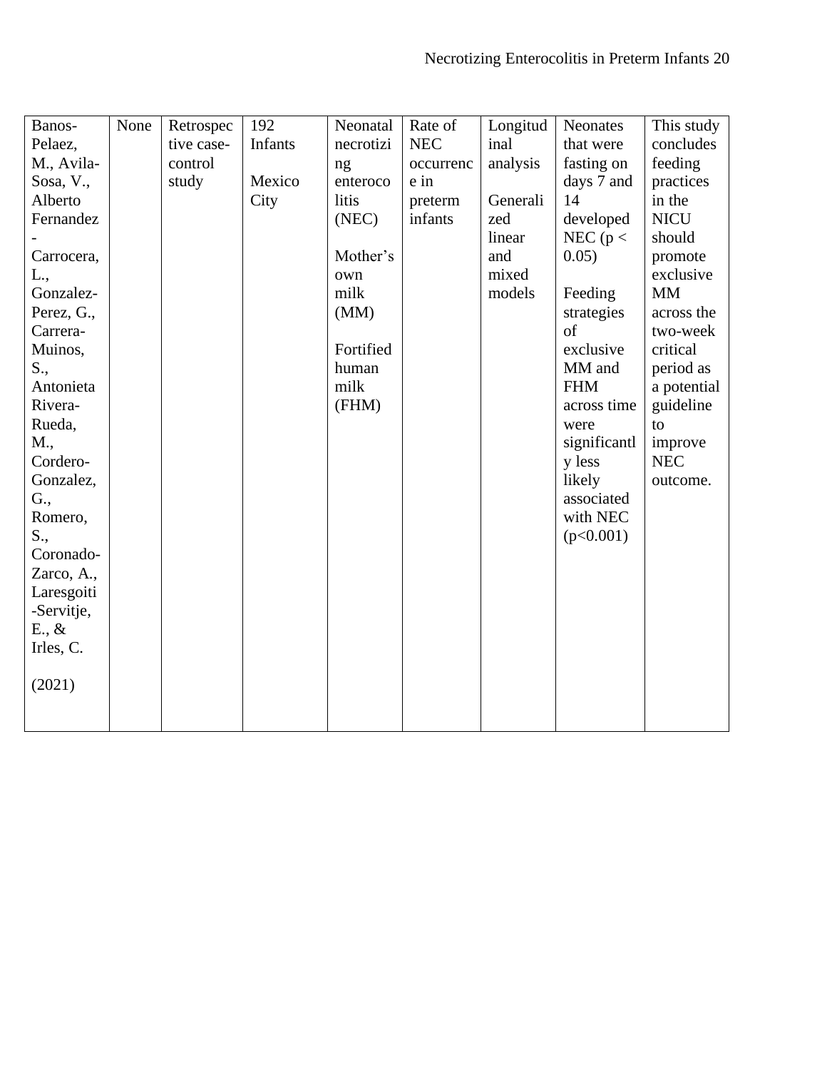| Banos-Pelaez, M., Avila-Sosa, V., Alberto Fernandez-Carrocera, L., Gonzalez-Perez, G., Carrera-Muinos, S., Antonieta Rivera-Rueda, M., Cordero-Gonzalez, G., Romero, S., Coronado-Zarco, A., Laresgoiti-Servitje, E., & Irles, C. (2021) | None | Retrospective case-control study | 192 Infants Mexico City | Neonatal necrotizing enterocolitis (NEC) Mother's own milk (MM) Fortified human milk (FHM) | Rate of NEC occurrence in preterm infants | Longitudinal analysis Generalized linear and mixed models | Neonates that were fasting on days 7 and 14 developed NEC ($p < 0.05$) Feeding strategies of exclusive MM and FHM across time were significantly less likely associated with NEC ($p<0.001$) | This study concludes feeding practices in the NICU should promote exclusive MM across the two-week critical period as a potential guideline to improve NEC outcome. |
|---|---|---|---|---|---|---|---|---|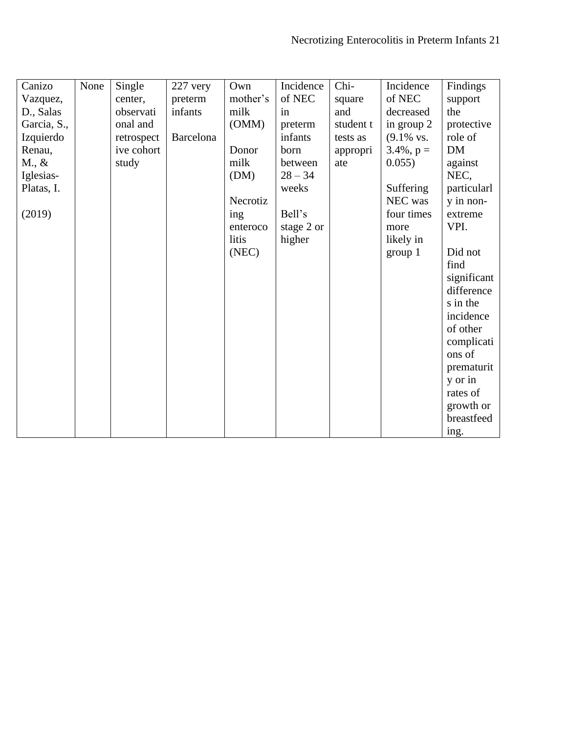| Canizo Vazquez, D., Salas Garcia, S., Izquierdo Renau, M., & Iglesias-Platas, I. (2019) | None | Single center, observational and retrospective cohort study | 227 very preterm infants<br><br>Barcelona | Own mother's milk (OMM)<br><br>Donor milk (DM)<br><br>Necrotizing enterocolitis (NEC) | Incidence of NEC in preterm infants born between 28 – 34 weeks<br><br>Bell's stage 2 or higher | Chi-square and student t tests as appropriate | Incidence of NEC decreased in group 2 (9.1% vs. 3.4%, p = 0.055)<br><br>Suffering NEC was four times more likely in group 1 | Findings support the protective role of DM against NEC, particularly in non-extreme VPI.<br><br>Did not find significant differences in the incidence of other complications of prematurity or in rates of growth or breastfeeding. |
|---|---|---|---|---|---|---|---|---|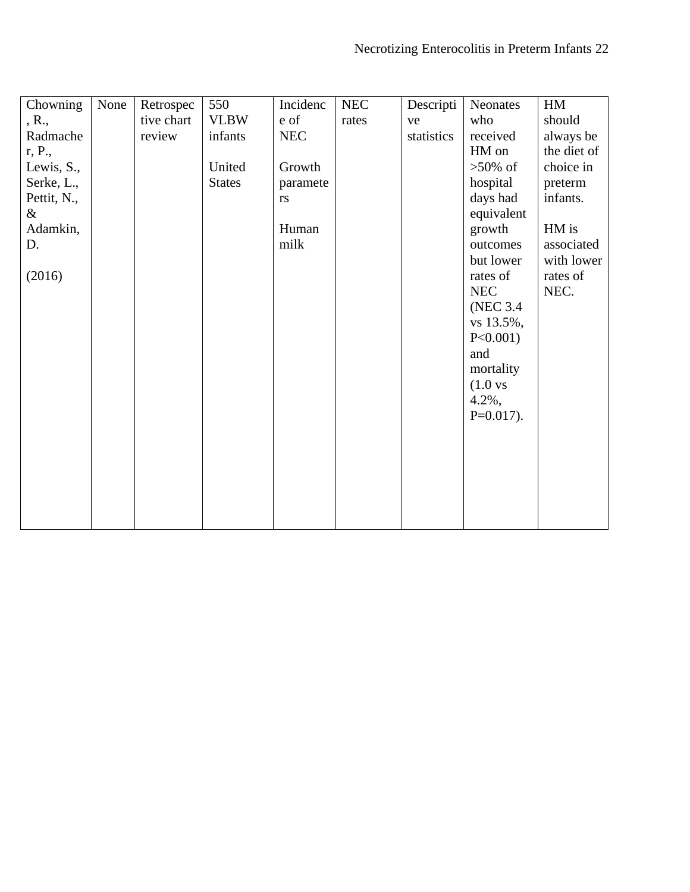| Chowning, R., Radmacher, P., Lewis, S., Serke, L., Pettit, N., & Adamkin, D.<br><br>(2016) | None | Retrospective chart review | 550 VLBW infants<br><br>United States | Incidence of NEC<br><br>Growth parameters<br><br>Human milk | NEC rates | Descriptive statistics | Neonates who received HM on >50% of hospital days had equivalent growth outcomes but lower rates of NEC (NEC 3.4 vs 13.5%, P<0.001) and mortality (1.0 vs 4.2%, P=0.017). | HM should always be the diet of choice in preterm infants.<br><br>HM is associated with lower rates of NEC. |
|---|---|---|---|---|---|---|---|---|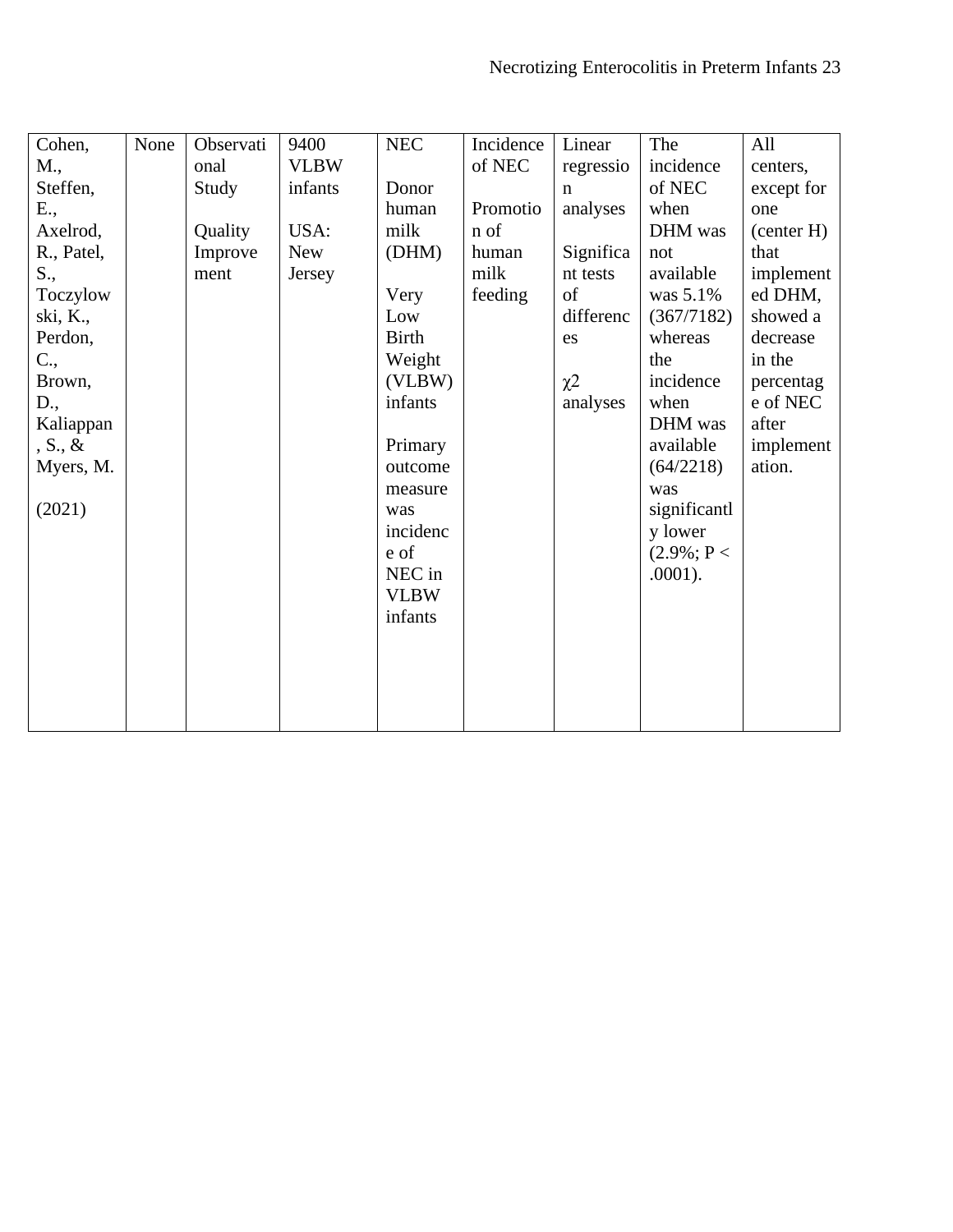| Cohen, M., Steffen, E., Axelrod, R., Patel, S., Toczylowski, K., Perdon, C., Brown, D., Kaliappan, S., & Myers, M. (2021) | None | Observational Study Quality Improvement | 9400 VLBW infants USA: New Jersey | NEC Donor human milk (DHM) Very Low Birth Weight (VLBW) infants Primary outcome measure was incidence of NEC in VLBW infants | Incidence of NEC Promotion of human milk feeding | Linear regression analyses Significant tests of differences $\chi^2$ analyses | The incidence of NEC when DHM was not available was 5.1% (367/7182) whereas the incidence when DHM was available (64/2218) was significantly lower (2.9%; $P < .0001$). | All centers, except for one (center H) that implemented DHM, showed a decrease in the percentage of NEC after implementation. |
|---|---|---|---|---|---|---|---|---|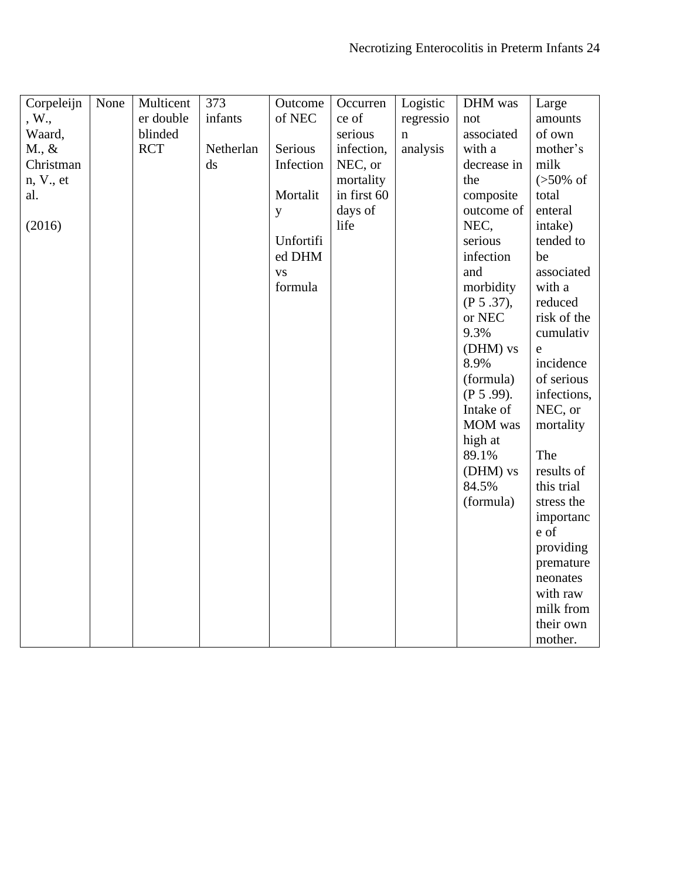| Corpeleijn, W., Waard, M., & Christmann, V., et al. (2016) | None | Multicenter double blinded RCT | 373 infants Netherlands | Outcome of NEC Serious Infection Mortality Unfortified DHM vs formula | Occurrence of serious infection, NEC, or mortality in first 60 days of life | Logistic regression analysis | DHM was not associated with a decrease in the composite outcome of NEC, serious infection and morbidity (P 5 .37), or NEC 9.3% (DHM) vs 8.9% (formula) (P 5 .99). Intake of MOM was high at 89.1% (DHM) vs 84.5% (formula) | Large amounts of own mother's milk (>50% of total enteral intake) tended to be associated with a reduced risk of the cumulative incidence of serious infections, NEC, or mortality<br><br>The results of this trial stress the importance of providing premature neonates with raw milk from their own mother. |
|---|---|---|---|---|---|---|---|---|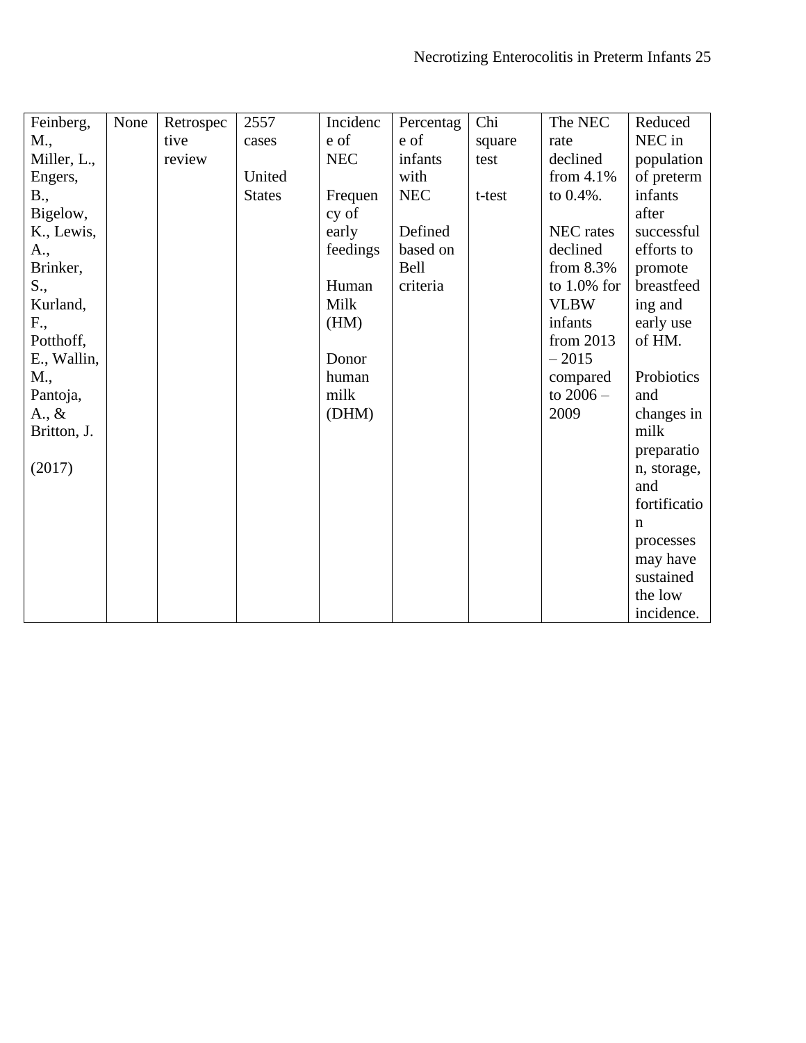| Feinberg, M., Miller, L., Engers, B., Bigelow, K., Lewis, A., Brinker, S., Kurland, F., Potthoff, E., Wallin, M., Pantoja, A., & Britton, J.<br><br>(2017) | None | Retrospective review | 2557 cases<br><br>United States | Incidence of NEC<br><br>Frequency of early feedings<br><br>Human Milk (HM)<br><br>Donor human milk (DHM) | Percentage of infants with NEC<br><br>Defined based on Bell criteria | Chi square test<br><br>t-test | The NEC rate declined from 4.1% to 0.4%.<br><br>NEC rates declined from 8.3% to 1.0% for VLBW infants from 2013 – 2015 compared to 2006 – 2009 | Reduced NEC in population of preterm infants after successful efforts to promote breastfeeding and early use of HM.<br><br>Probiotics and changes in milk preparation, storage, and fortification processes may have sustained the low incidence. |
|---|---|---|---|---|---|---|---|---|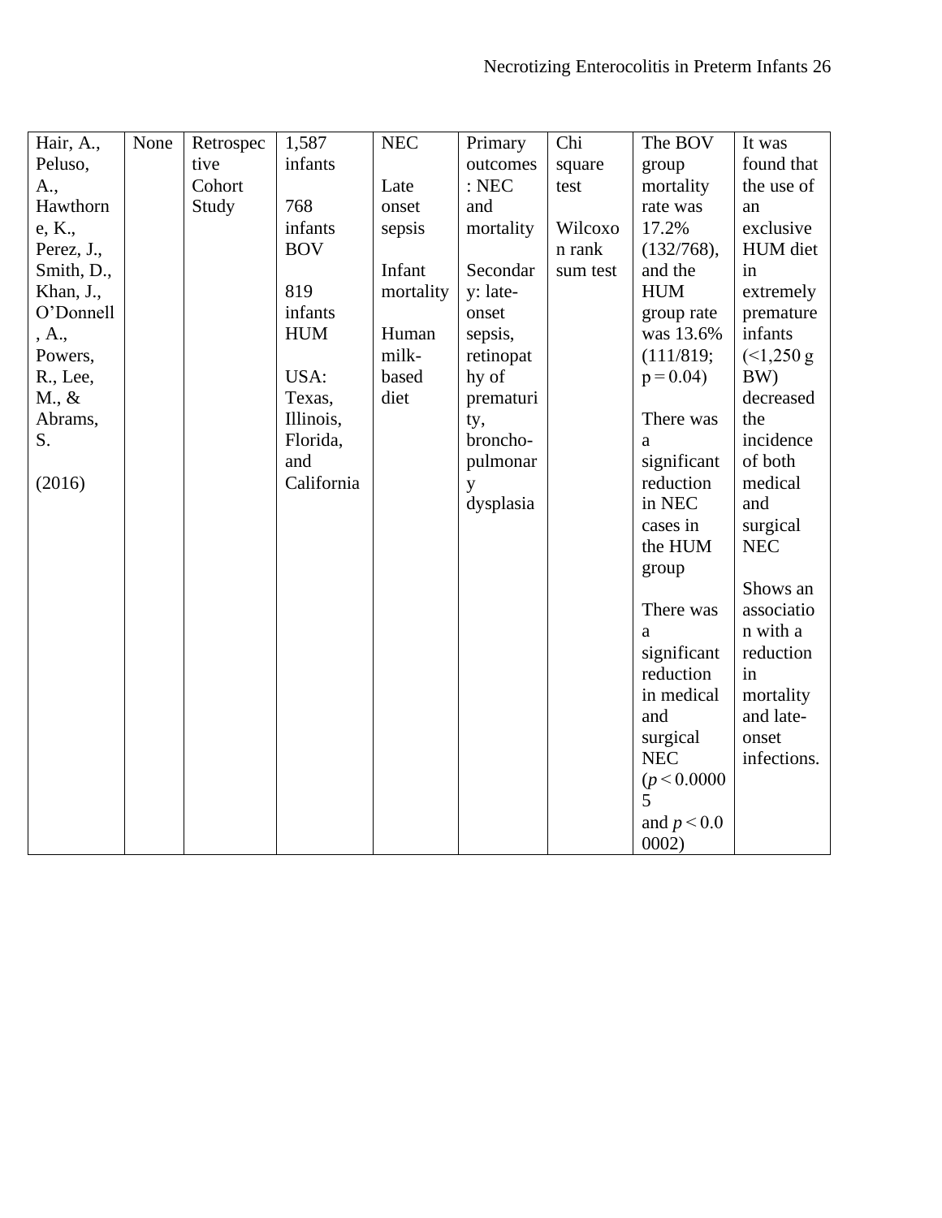| Hair, A., Peluso, A., Hawthorne, K., Perez, J., Smith, D., Khan, J., O'Donnell, A., Powers, R., Lee, M., & Abrams, S. (2016) | None | Retrospective Cohort Study | 1,587 infants<br><br>768 infants BOV<br><br>819 infants HUM<br><br>USA: Texas, Illinois, Florida, and California | NEC<br><br>Late onset sepsis<br><br>Infant mortality<br><br>Human milk-based diet | Primary outcomes: NEC and mortality<br><br>Secondary: late-onset sepsis, retinopathy of prematurity, broncho-pulmonary dysplasia | Chi square test<br><br>Wilcoxon rank sum test | The BOV group mortality rate was 17.2% (132/768), and the HUM group rate was 13.6% (111/819; $p = 0.04$)<br><br>There was a significant reduction in NEC cases in the HUM group<br><br>There was a significant reduction in medical and surgical NEC ($p < 0.00005$ and $p < 0.00002$) | It was found that the use of an exclusive HUM diet in extremely premature infants (<1,250 g BW) decreased the incidence of both medical and surgical NEC<br><br>Shows an association with a reduction in mortality and late-onset infections. |
|---|---|---|---|---|---|---|---|---|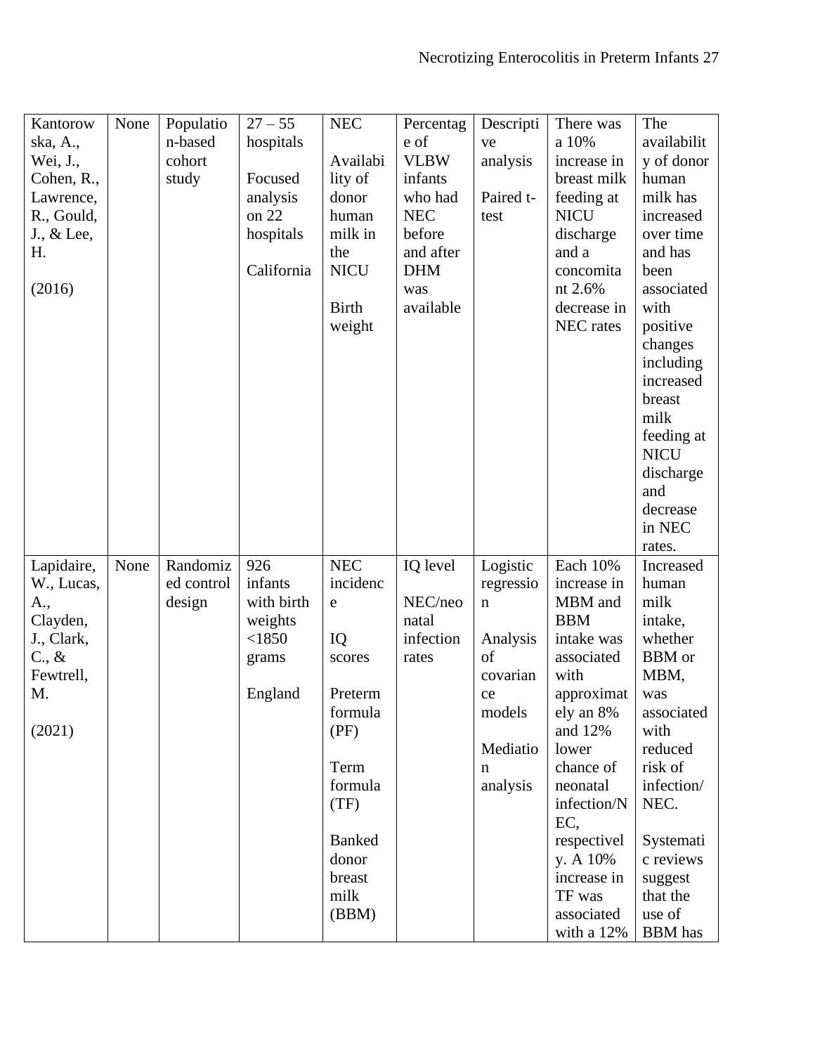| Kantorowska, A., Wei, J., Cohen, R., Lawrence, R., Gould, J., & Lee, H. (2016) | None | Population-based cohort study | 27 – 55 hospitals<br><br>Focused analysis on 22 hospitals<br><br>California | NEC<br><br>Availability of donor human milk in the NICU<br><br>Birth weight | Percentage of VLBW infants who had NEC before and after DHM was available | Descriptive analysis<br><br>Paired t-test | There was a 10% increase in breast milk feeding at NICU discharge and a concomitant 2.6% decrease in NEC rates | The availability of donor human milk has increased over time and has been associated with positive changes including increased breast milk feeding at NICU discharge and decrease in NEC rates. |
|---|---|---|---|---|---|---|---|---|
| Lapidaire, W., Lucas, A., Clayden, J., Clark, C., & Fewtrell, M. (2021) | None | Randomized control design | 926 infants with birth weights <1850 grams<br><br>England | NEC incidence<br><br>IQ scores<br><br>Preterm formula (PF)<br><br>Term formula (TF)<br><br>Banked donor breast milk (BBM) | IQ level<br><br>NEC/neonatal infection rates | Logistic regression<br><br>Analysis of covariance models<br><br>Mediation analysis | Each 10% increase in MBM and BBM intake was associated with approximately an 8% and 12% lower chance of neonatal infection/NEC, respectively. A 10% increase in TF was associated with a 12% | Increased human milk intake, whether BBM or MBM, was associated with reduced risk of infection/NEC.<br><br>Systematic reviews suggest that the use of BBM has |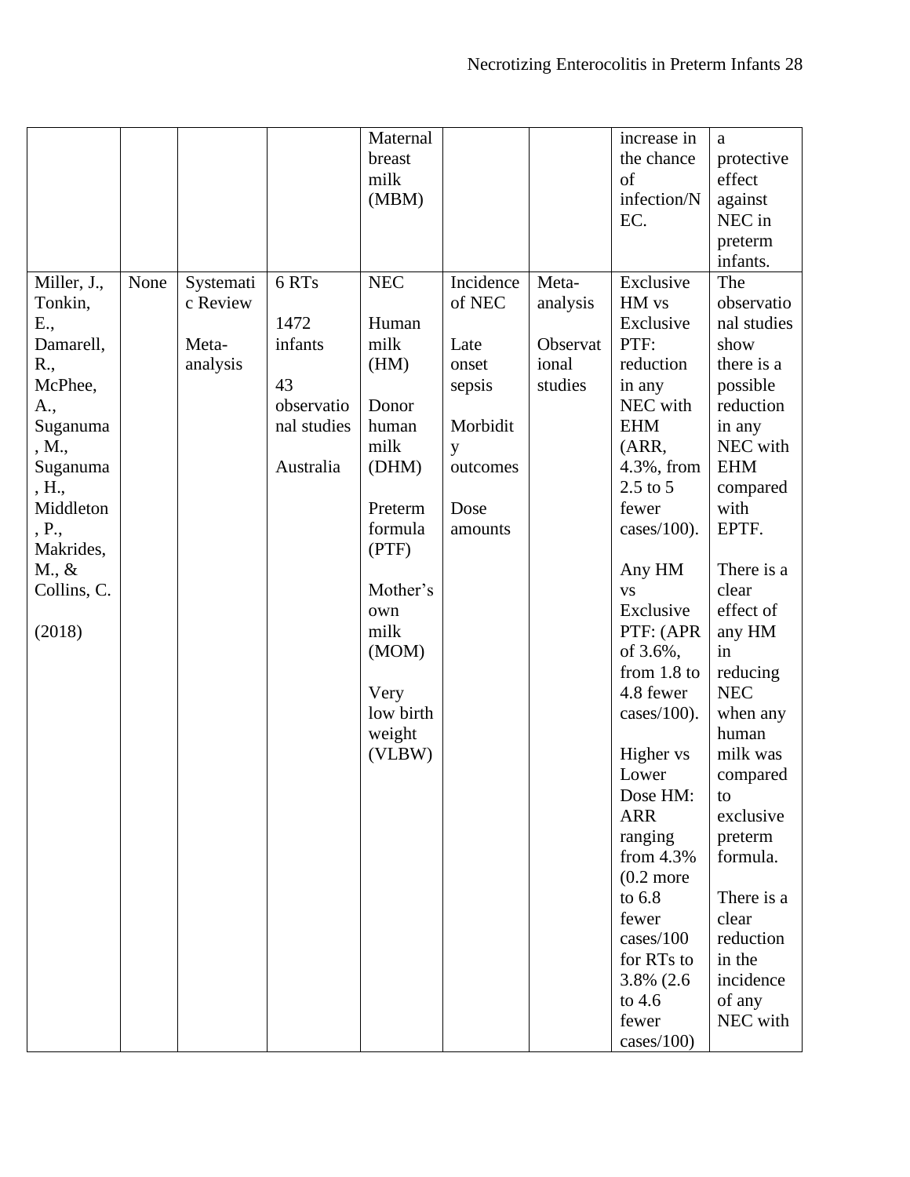| | | | | Maternal breast milk (MBM) | | | increase in the chance of infection/NEC. | a protective effect against NEC in preterm infants. |
|---|---|---|---|---|---|---|---|---|
| Miller, J., Tonkin, E., Damarell, R., McPhee, A., Suganuma, M., Suganuma, H., Middleton, P., Makrides, M., & Collins, C. (2018) | None | Systematic Review Meta-analysis | 6 RTs 1472 infants 43 observational studies Australia | NEC Human milk (HM) Donor human milk (DHM) Preterm formula (PTF) Mother's own milk (MOM) Very low birth weight (VLBW) | Incidence of NEC Late onset sepsis Morbidity outcomes Dose amounts | Meta-analysis Observational studies | Exclusive HM vs Exclusive PTF: reduction in any NEC with EHM (ARR, 4.3%, from 2.5 to 5 fewer cases/100). Any HM vs Exclusive PTF: (APR of 3.6%, from 1.8 to 4.8 fewer cases/100). Higher vs Lower Dose HM: ARR ranging from 4.3% (0.2 more to 6.8 fewer cases/100 for RTs to 3.8% (2.6 to 4.6 fewer cases/100) | The observational studies show there is a possible reduction in any NEC with EHM compared with EPTF. There is a clear effect of any HM in reducing NEC when any human milk was compared to exclusive preterm formula. There is a clear reduction in the incidence of any NEC with |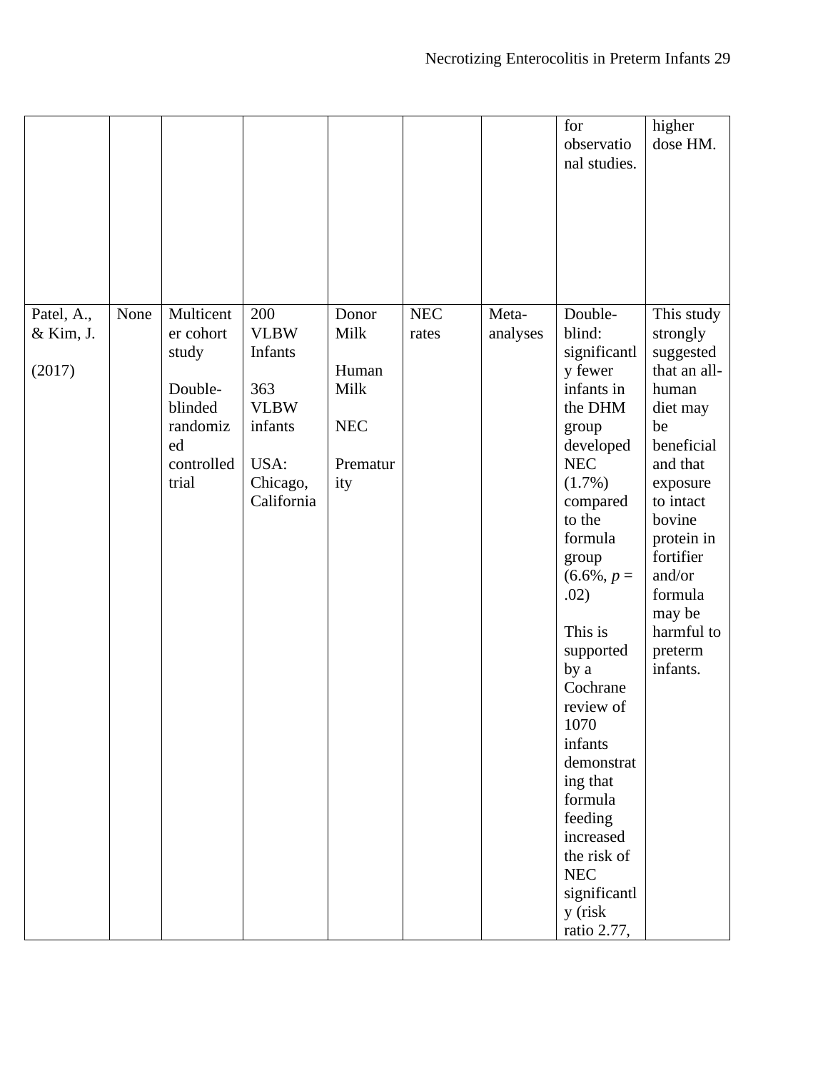| | | | | | | | | |
|---|---|---|---|---|---|---|---|---|
| | | | | | | | for observational studies. | higher dose HM. |
| Patel, A., & Kim, J. (2017) | None | Multicenter cohort study<br><br>Double-blinded randomized controlled trial | 200 VLBW Infants<br><br>363 VLBW infants<br><br>USA: Chicago, California | Donor Milk<br><br>Human Milk<br><br>NEC<br><br>Prematurity | NEC rates | Meta-analyses | Double-blind: significantly fewer infants in the DHM group developed NEC (1.7%) compared to the formula group (6.6%, *p* = .02)<br><br>This is supported by a Cochrane review of 1070 infants demonstrating that formula feeding increased the risk of NEC significantly (risk ratio 2.77, | This study strongly suggested that an all-human diet may be beneficial and that exposure to intact bovine protein in fortifier and/or formula may be harmful to preterm infants. |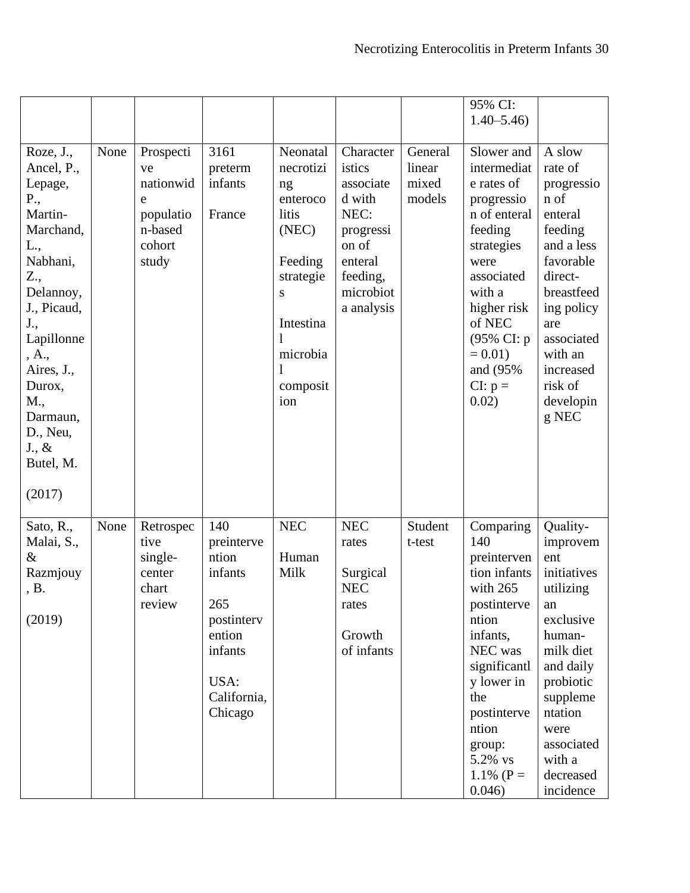| | | | | | | | | |
|---|---|---|---|---|---|---|---|---|
| | | | | | | | 95% CI: 1.40–5.46) | |
| Roze, J., Ancel, P., Lepage, P., Martin-Marchand, L., Nabhani, Z., Delannoy, J., Picaud, J., Lapillonne, A., Aires, J., Durox, M., Darmaun, D., Neu, J., & Butel, M. (2017) | None | Prospective nationwide population-based cohort study | 3161 preterm infants France | Neonatal necrotizing enterocolitis (NEC) Feeding strategies Intestinal microbial composition | Characteristics associated with NEC: progression of enteral feeding, microbiota analysis | General linear mixed models | Slower and intermediate rates of progression of enteral feeding strategies were associated with a higher risk of NEC (95% CI: p = 0.01) and (95% CI: p = 0.02) | A slow rate of progression of enteral feeding and a less favorable direct-breastfeeding policy are associated with an increased risk of developing NEC |
| Sato, R., Malai, S., & Razmjouy, B. (2019) | None | Retrospective single-center chart review | 140 preintervention infants 265 postintervention infants USA: California, Chicago | NEC Human Milk | NEC rates Surgical NEC rates Growth of infants | Student t-test | Comparing 140 preintervention infants with 265 postintervention infants, NEC was significantly lower in the postintervention group: 5.2% vs 1.1% (P = 0.046) | Quality-improvement initiatives utilizing an exclusive human-milk diet and daily probiotic supplementation were associated with a decreased incidence |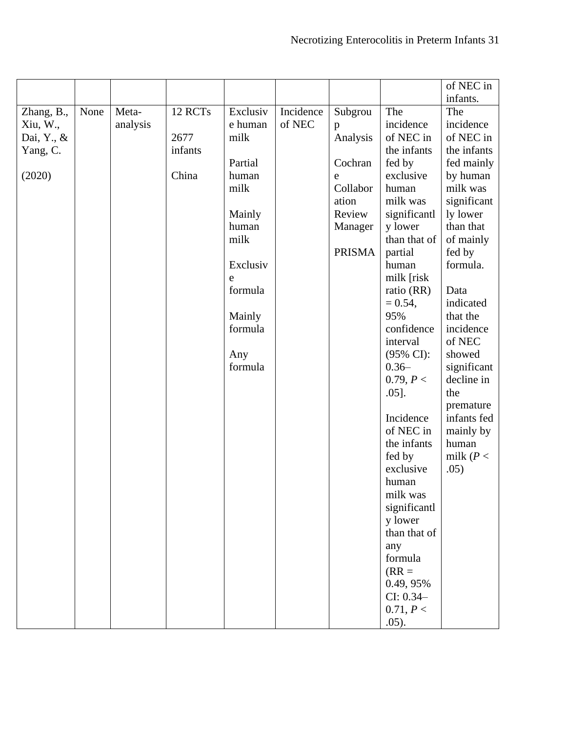| | | | | | | | | of NEC in infants. |
|---|---|---|---|---|---|---|---|---|
| Zhang, B., Xiu, W., Dai, Y., & Yang, C. (2020) | None | Meta-analysis | 12 RCTs<br><br>2677 infants<br><br>China | Exclusive human milk<br><br>Partial human milk<br><br>Mainly human milk<br><br>Exclusive formula<br><br>Mainly formula<br><br>Any formula | Incidence of NEC | Subgroup Analysis<br><br>Cochrane Collaboration Review Manager<br><br>PRISMA | The incidence of NEC in the infants fed by exclusive human milk was significantly lower than that of partial human milk [risk ratio (RR) = 0.54, 95% confidence interval (95% CI): 0.36–0.79, *P* < .05].<br><br>Incidence of NEC in the infants fed by exclusive human milk was significantly lower than that of any formula (RR = 0.49, 95% CI: 0.34–0.71, *P* < .05). | The incidence of NEC in the infants fed mainly by human milk was significantly lower than that of mainly fed by formula.<br><br>Data indicated that the incidence of NEC showed significant decline in the premature infants fed mainly by human milk (*P* < .05) |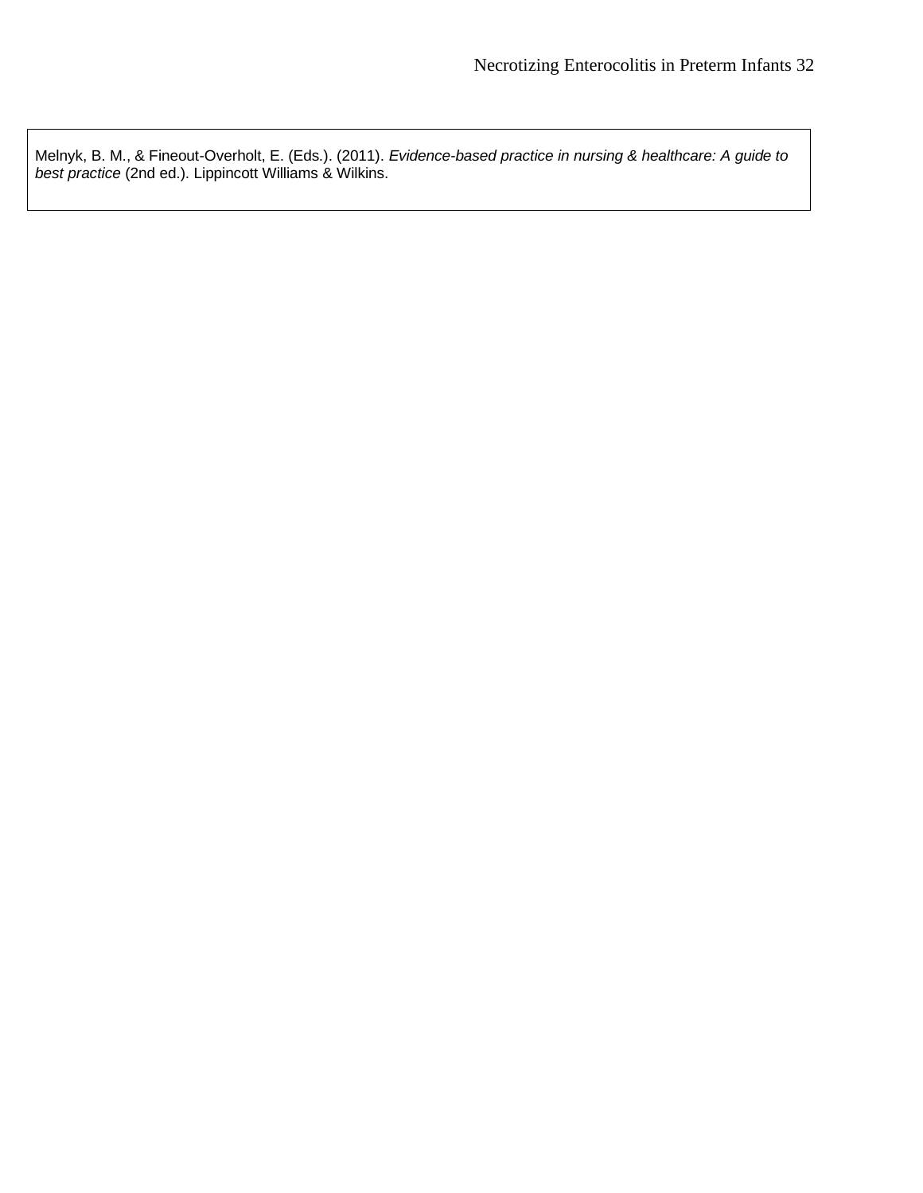Melnyk, B. M., & Fineout-Overholt, E. (Eds.). (2011). *Evidence-based practice in nursing & healthcare: A guide to best practice* (2nd ed.). Lippincott Williams & Wilkins.